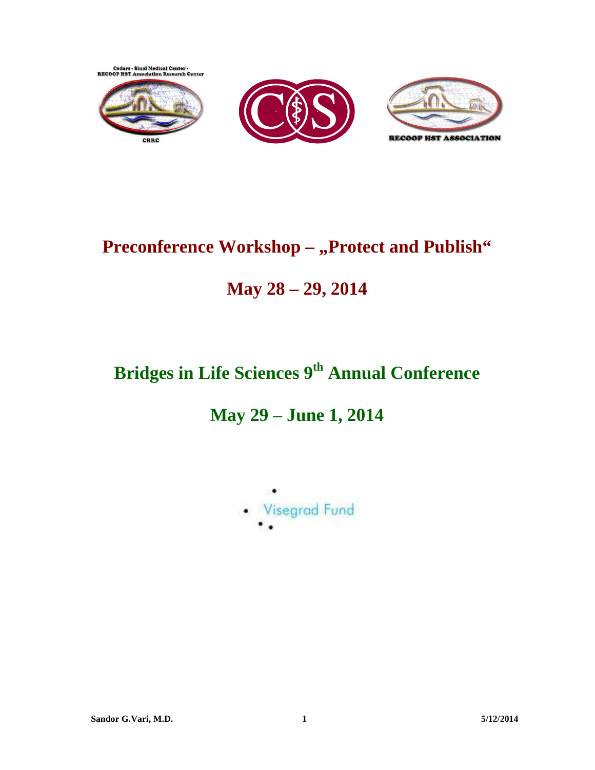Cedars - Sinai Medical Center - RECOOP HST Association Research Center

CRRC

RECOOP HST ASSOCIATION

# Preconference Workshop – „Protect and Publish“

## May 28 – 29, 2014

# Bridges in Life Sciences 9th Annual Conference

## May 29 – June 1, 2014

Visegrad Fund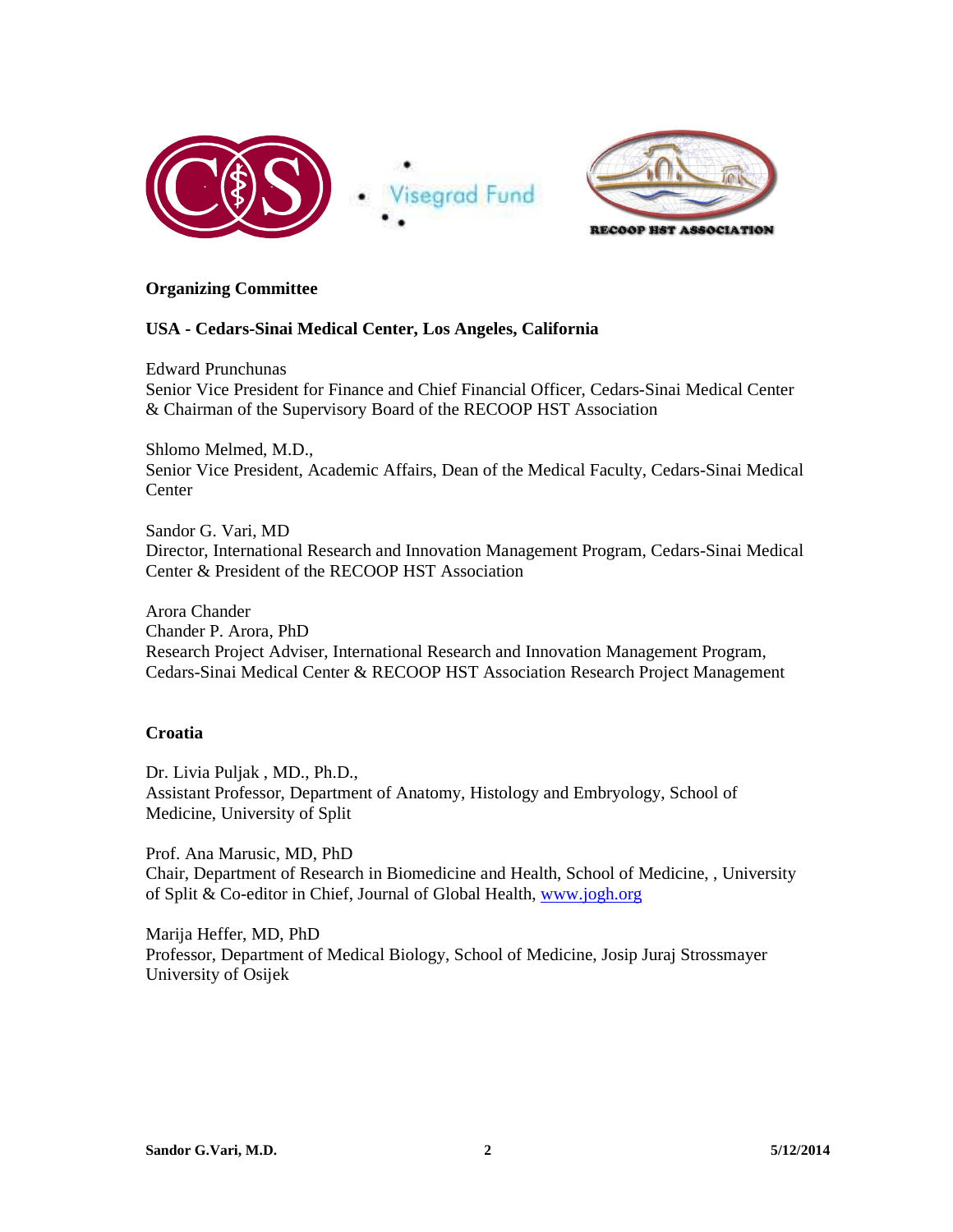**Organizing Committee**

**USA - Cedars-Sinai Medical Center, Los Angeles, California**

Edward Prunchunas
Senior Vice President for Finance and Chief Financial Officer, Cedars-Sinai Medical Center & Chairman of the Supervisory Board of the RECOOP HST Association

Shlomo Melmed, M.D.,
Senior Vice President, Academic Affairs, Dean of the Medical Faculty, Cedars-Sinai Medical Center

Sandor G. Vari, MD
Director, International Research and Innovation Management Program, Cedars-Sinai Medical Center & President of the RECOOP HST Association

Arora Chander
Chander P. Arora, PhD
Research Project Adviser, International Research and Innovation Management Program, Cedars-Sinai Medical Center & RECOOP HST Association Research Project Management

**Croatia**

Dr. Livia Puljak , MD., Ph.D.,
Assistant Professor, Department of Anatomy, Histology and Embryology, School of Medicine, University of Split

Prof. Ana Marusic, MD, PhD
Chair, Department of Research in Biomedicine and Health, School of Medicine, , University of Split & Co-editor in Chief, Journal of Global Health, [www.jogh.org](http://www.jogh.org)

Marija Heffer, MD, PhD
Professor, Department of Medical Biology, School of Medicine, Josip Juraj Strossmayer University of Osijek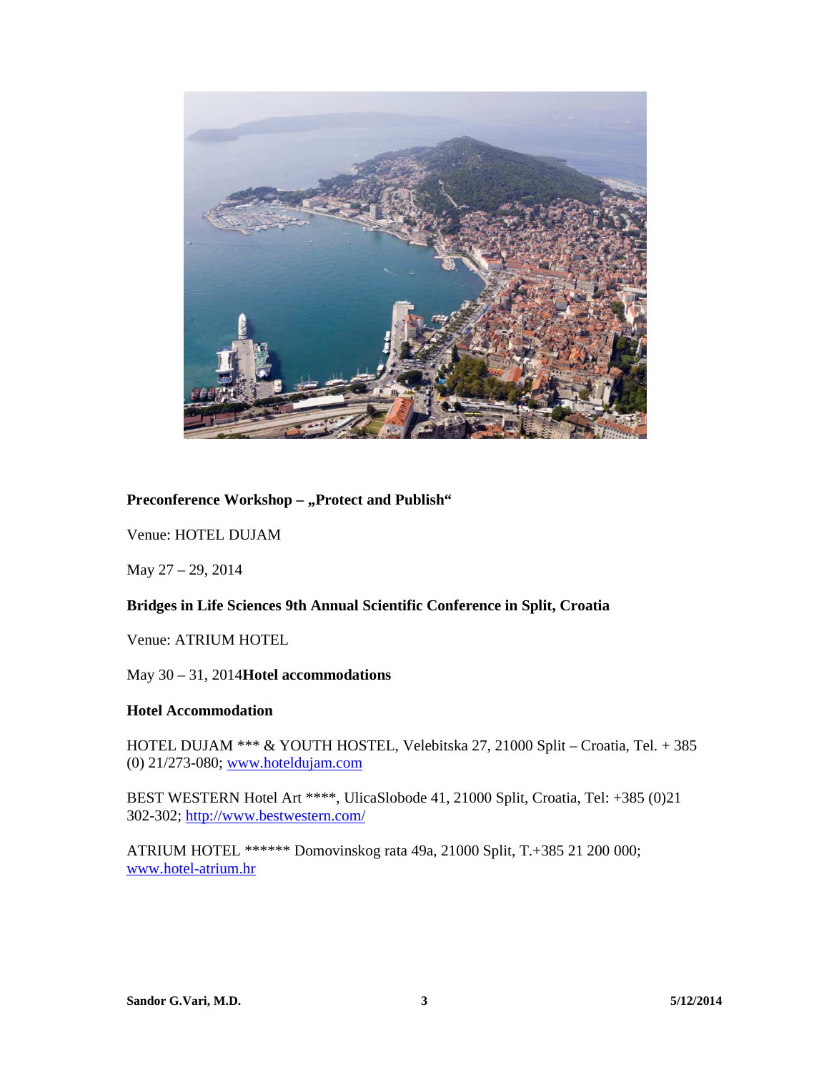**Preconference Workshop – „Protect and Publish“**

Venue: HOTEL DUJAM

May 27 – 29, 2014

**Bridges in Life Sciences 9th Annual Scientific Conference in Split, Croatia**

Venue: ATRIUM HOTEL

May 30 – 31, 2014**Hotel accommodations**

**Hotel Accommodation**

HOTEL DUJAM *** & YOUTH HOSTEL, Velebitska 27, 21000 Split – Croatia, Tel. + 385 (0) 21/273-080; www.hoteldujam.com

BEST WESTERN Hotel Art ****, UlicaSlobode 41, 21000 Split, Croatia, Tel: +385 (0)21 302-302; http://www.bestwestern.com/

ATRIUM HOTEL ****** Domovinskog rata 49a, 21000 Split, T.+385 21 200 000; www.hotel-atrium.hr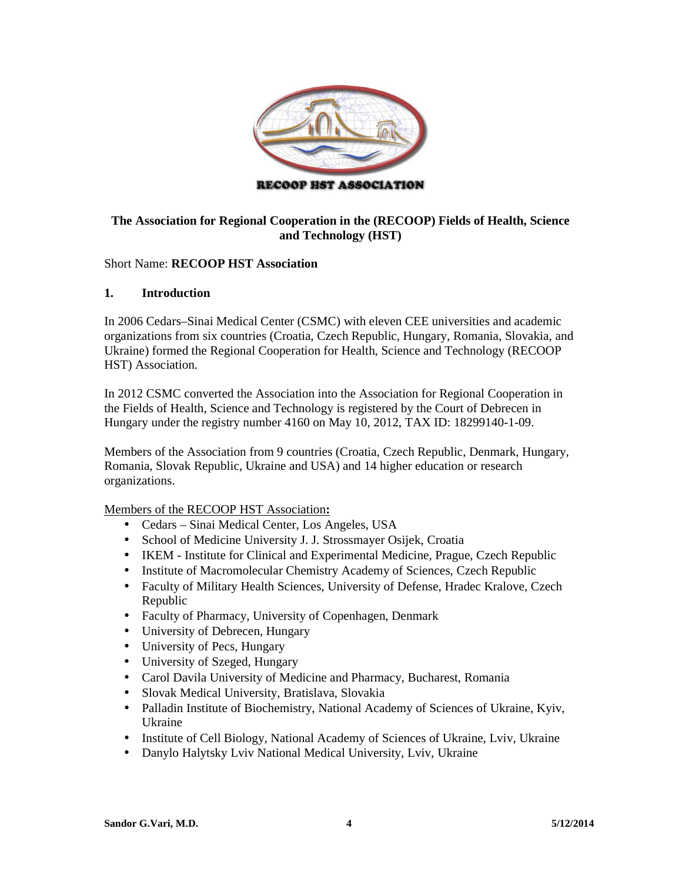**The Association for Regional Cooperation in the (RECOOP) Fields of Health, Science and Technology (HST)**

Short Name: **RECOOP HST Association**

## 1. Introduction

In 2006 Cedars–Sinai Medical Center (CSMC) with eleven CEE universities and academic organizations from six countries (Croatia, Czech Republic, Hungary, Romania, Slovakia, and Ukraine) formed the Regional Cooperation for Health, Science and Technology (RECOOP HST) Association.

In 2012 CSMC converted the Association into the Association for Regional Cooperation in the Fields of Health, Science and Technology is registered by the Court of Debrecen in Hungary under the registry number 4160 on May 10, 2012, TAX ID: 18299140-1-09.

Members of the Association from 9 countries (Croatia, Czech Republic, Denmark, Hungary, Romania, Slovak Republic, Ukraine and USA) and 14 higher education or research organizations.

Members of the RECOOP HST Association**:**

- Cedars – Sinai Medical Center, Los Angeles, USA
- School of Medicine University J. J. Strossmayer Osijek, Croatia
- IKEM - Institute for Clinical and Experimental Medicine, Prague, Czech Republic
- Institute of Macromolecular Chemistry Academy of Sciences, Czech Republic
- Faculty of Military Health Sciences, University of Defense, Hradec Kralove, Czech Republic
- Faculty of Pharmacy, University of Copenhagen, Denmark
- University of Debrecen, Hungary
- University of Pecs, Hungary
- University of Szeged, Hungary
- Carol Davila University of Medicine and Pharmacy, Bucharest, Romania
- Slovak Medical University, Bratislava, Slovakia
- Palladin Institute of Biochemistry, National Academy of Sciences of Ukraine, Kyiv, Ukraine
- Institute of Cell Biology, National Academy of Sciences of Ukraine, Lviv, Ukraine
- Danylo Halytsky Lviv National Medical University, Lviv, Ukraine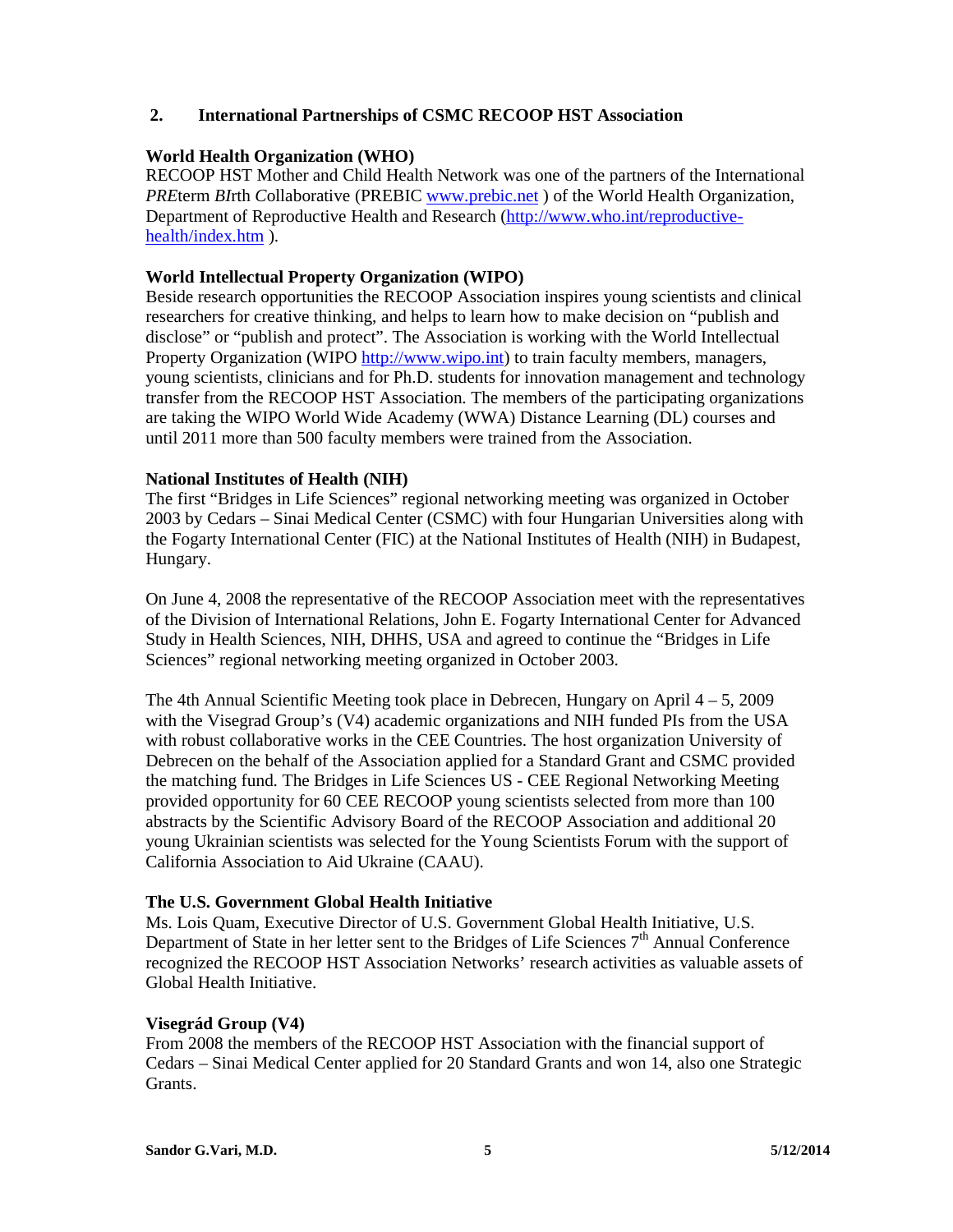## 2. International Partnerships of CSMC RECOOP HST Association

### World Health Organization (WHO)

RECOOP HST Mother and Child Health Network was one of the partners of the International *PRE*term *BI*rth *C*ollaborative (PREBIC www.prebic.net ) of the World Health Organization, Department of Reproductive Health and Research (http://www.who.int/reproductive-health/index.htm ).

### World Intellectual Property Organization (WIPO)

Beside research opportunities the RECOOP Association inspires young scientists and clinical researchers for creative thinking, and helps to learn how to make decision on "publish and disclose" or "publish and protect". The Association is working with the World Intellectual Property Organization (WIPO http://www.wipo.int) to train faculty members, managers, young scientists, clinicians and for Ph.D. students for innovation management and technology transfer from the RECOOP HST Association. The members of the participating organizations are taking the WIPO World Wide Academy (WWA) Distance Learning (DL) courses and until 2011 more than 500 faculty members were trained from the Association.

### National Institutes of Health (NIH)

The first "Bridges in Life Sciences" regional networking meeting was organized in October 2003 by Cedars – Sinai Medical Center (CSMC) with four Hungarian Universities along with the Fogarty International Center (FIC) at the National Institutes of Health (NIH) in Budapest, Hungary.

On June 4, 2008 the representative of the RECOOP Association meet with the representatives of the Division of International Relations, John E. Fogarty International Center for Advanced Study in Health Sciences, NIH, DHHS, USA and agreed to continue the "Bridges in Life Sciences" regional networking meeting organized in October 2003.

The 4th Annual Scientific Meeting took place in Debrecen, Hungary on April 4 – 5, 2009 with the Visegrad Group's (V4) academic organizations and NIH funded PIs from the USA with robust collaborative works in the CEE Countries. The host organization University of Debrecen on the behalf of the Association applied for a Standard Grant and CSMC provided the matching fund. The Bridges in Life Sciences US - CEE Regional Networking Meeting provided opportunity for 60 CEE RECOOP young scientists selected from more than 100 abstracts by the Scientific Advisory Board of the RECOOP Association and additional 20 young Ukrainian scientists was selected for the Young Scientists Forum with the support of California Association to Aid Ukraine (CAAU).

### The U.S. Government Global Health Initiative

Ms. Lois Quam, Executive Director of U.S. Government Global Health Initiative, U.S. Department of State in her letter sent to the Bridges of Life Sciences 7th Annual Conference recognized the RECOOP HST Association Networks' research activities as valuable assets of Global Health Initiative.

### Visegrád Group (V4)

From 2008 the members of the RECOOP HST Association with the financial support of Cedars – Sinai Medical Center applied for 20 Standard Grants and won 14, also one Strategic Grants.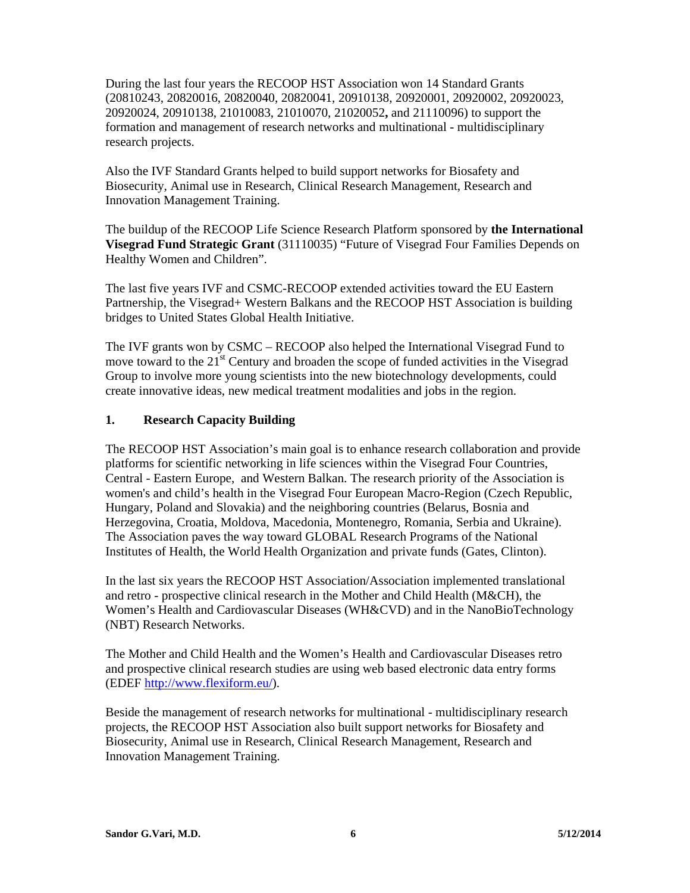During the last four years the RECOOP HST Association won 14 Standard Grants (20810243, 20820016, 20820040, 20820041, 20910138, 20920001, 20920002, 20920023, 20920024, 20910138, 21010083, 21010070, 21020052**,** and 21110096) to support the formation and management of research networks and multinational - multidisciplinary research projects.

Also the IVF Standard Grants helped to build support networks for Biosafety and Biosecurity, Animal use in Research, Clinical Research Management, Research and Innovation Management Training.

The buildup of the RECOOP Life Science Research Platform sponsored by **the International Visegrad Fund Strategic Grant** (31110035) "Future of Visegrad Four Families Depends on Healthy Women and Children".

The last five years IVF and CSMC-RECOOP extended activities toward the EU Eastern Partnership, the Visegrad+ Western Balkans and the RECOOP HST Association is building bridges to United States Global Health Initiative.

The IVF grants won by CSMC – RECOOP also helped the International Visegrad Fund to move toward to the 21st Century and broaden the scope of funded activities in the Visegrad Group to involve more young scientists into the new biotechnology developments, could create innovative ideas, new medical treatment modalities and jobs in the region.

## 1. Research Capacity Building

The RECOOP HST Association's main goal is to enhance research collaboration and provide platforms for scientific networking in life sciences within the Visegrad Four Countries, Central - Eastern Europe, and Western Balkan. The research priority of the Association is women's and child's health in the Visegrad Four European Macro-Region (Czech Republic, Hungary, Poland and Slovakia) and the neighboring countries (Belarus, Bosnia and Herzegovina, Croatia, Moldova, Macedonia, Montenegro, Romania, Serbia and Ukraine). The Association paves the way toward GLOBAL Research Programs of the National Institutes of Health, the World Health Organization and private funds (Gates, Clinton).

In the last six years the RECOOP HST Association/Association implemented translational and retro - prospective clinical research in the Mother and Child Health (M&CH), the Women's Health and Cardiovascular Diseases (WH&CVD) and in the NanoBioTechnology (NBT) Research Networks.

The Mother and Child Health and the Women's Health and Cardiovascular Diseases retro and prospective clinical research studies are using web based electronic data entry forms (EDEF [http://www.flexiform.eu/](http://www.flexiform.eu/)).

Beside the management of research networks for multinational - multidisciplinary research projects, the RECOOP HST Association also built support networks for Biosafety and Biosecurity, Animal use in Research, Clinical Research Management, Research and Innovation Management Training.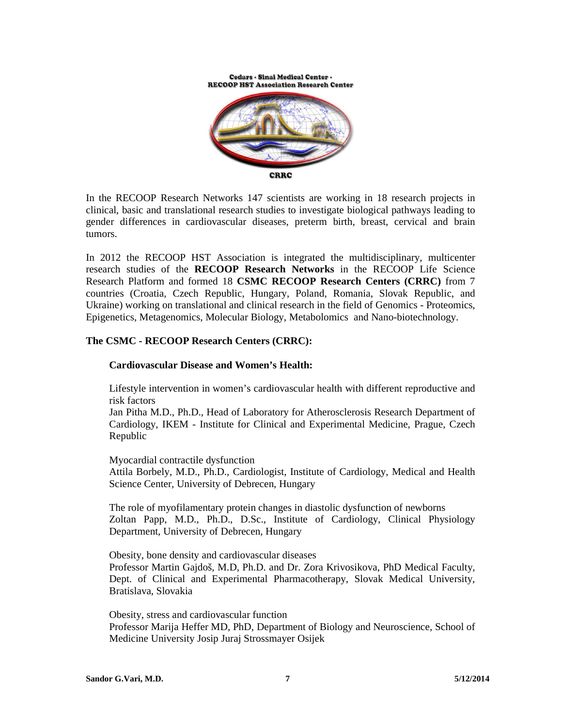Cedars - Sinai Medical Center - RECOOP HST Association Research Center

CRRC

In the RECOOP Research Networks 147 scientists are working in 18 research projects in clinical, basic and translational research studies to investigate biological pathways leading to gender differences in cardiovascular diseases, preterm birth, breast, cervical and brain tumors.

In 2012 the RECOOP HST Association is integrated the multidisciplinary, multicenter research studies of the **RECOOP Research Networks** in the RECOOP Life Science Research Platform and formed 18 **CSMC RECOOP Research Centers (CRRC)** from 7 countries (Croatia, Czech Republic, Hungary, Poland, Romania, Slovak Republic, and Ukraine) working on translational and clinical research in the field of Genomics - Proteomics, Epigenetics, Metagenomics, Molecular Biology, Metabolomics and Nano-biotechnology.

**The CSMC - RECOOP Research Centers (CRRC):**

**Cardiovascular Disease and Women's Health:**

Lifestyle intervention in women's cardiovascular health with different reproductive and risk factors
Jan Pitha M.D., Ph.D., Head of Laboratory for Atherosclerosis Research Department of Cardiology, IKEM - Institute for Clinical and Experimental Medicine, Prague, Czech Republic

Myocardial contractile dysfunction
Attila Borbely, M.D., Ph.D., Cardiologist, Institute of Cardiology, Medical and Health Science Center, University of Debrecen, Hungary

The role of myofilamentary protein changes in diastolic dysfunction of newborns
Zoltan Papp, M.D., Ph.D., D.Sc., Institute of Cardiology, Clinical Physiology Department, University of Debrecen, Hungary

Obesity, bone density and cardiovascular diseases
Professor Martin Gajdoš, M.D, Ph.D. and Dr. Zora Krivosikova, PhD Medical Faculty, Dept. of Clinical and Experimental Pharmacotherapy, Slovak Medical University, Bratislava, Slovakia

Obesity, stress and cardiovascular function
Professor Marija Heffer MD, PhD, Department of Biology and Neuroscience, School of Medicine University Josip Juraj Strossmayer Osijek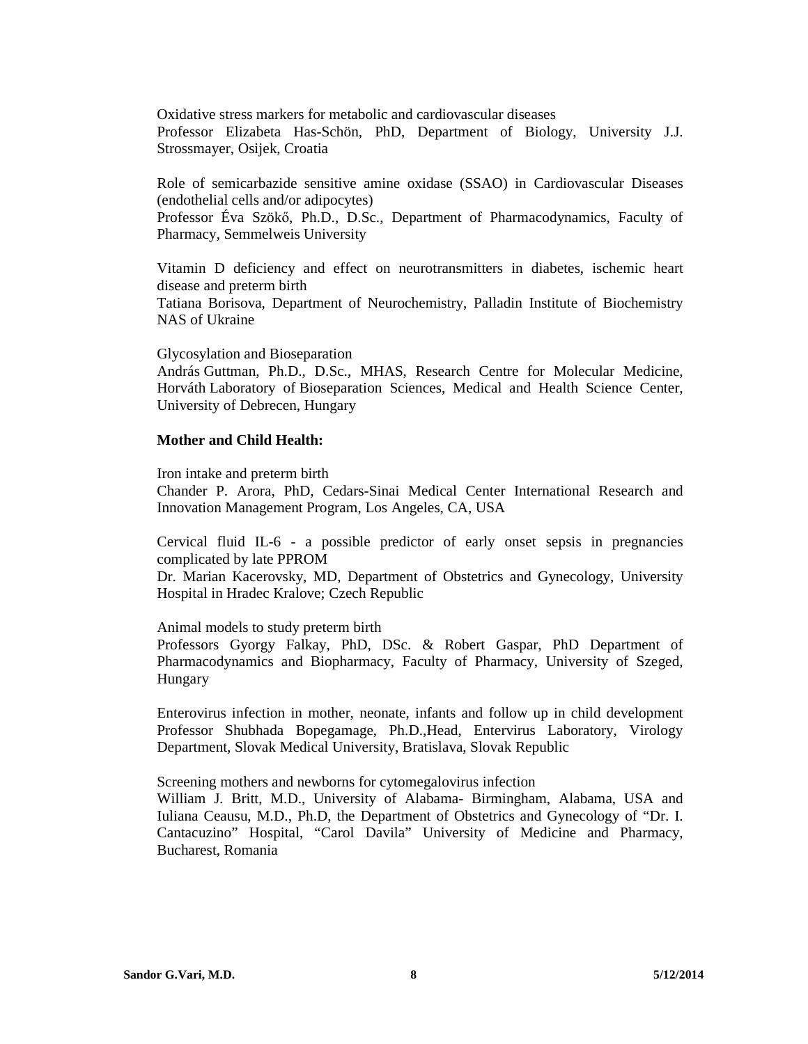Oxidative stress markers for metabolic and cardiovascular diseases
Professor Elizabeta Has-Schön, PhD, Department of Biology, University J.J. Strossmayer, Osijek, Croatia

Role of semicarbazide sensitive amine oxidase (SSAO) in Cardiovascular Diseases (endothelial cells and/or adipocytes)
Professor Éva Szökő, Ph.D., D.Sc., Department of Pharmacodynamics, Faculty of Pharmacy, Semmelweis University

Vitamin D deficiency and effect on neurotransmitters in diabetes, ischemic heart disease and preterm birth
Tatiana Borisova, Department of Neurochemistry, Palladin Institute of Biochemistry NAS of Ukraine

Glycosylation and Bioseparation
András Guttman, Ph.D., D.Sc., MHAS, Research Centre for Molecular Medicine, Horváth Laboratory of Bioseparation Sciences, Medical and Health Science Center, University of Debrecen, Hungary

**Mother and Child Health:**

Iron intake and preterm birth
Chander P. Arora, PhD, Cedars-Sinai Medical Center International Research and Innovation Management Program, Los Angeles, CA, USA

Cervical fluid IL-6 - a possible predictor of early onset sepsis in pregnancies complicated by late PPROM
Dr. Marian Kacerovsky, MD, Department of Obstetrics and Gynecology, University Hospital in Hradec Kralove; Czech Republic

Animal models to study preterm birth
Professors Gyorgy Falkay, PhD, DSc. & Robert Gaspar, PhD Department of Pharmacodynamics and Biopharmacy, Faculty of Pharmacy, University of Szeged, Hungary

Enterovirus infection in mother, neonate, infants and follow up in child development
Professor Shubhada Bopegamage, Ph.D.,Head, Entervirus Laboratory, Virology Department, Slovak Medical University, Bratislava, Slovak Republic

Screening mothers and newborns for cytomegalovirus infection
William J. Britt, M.D., University of Alabama- Birmingham, Alabama, USA and Iuliana Ceausu, M.D., Ph.D, the Department of Obstetrics and Gynecology of "Dr. I. Cantacuzino" Hospital, "Carol Davila" University of Medicine and Pharmacy, Bucharest, Romania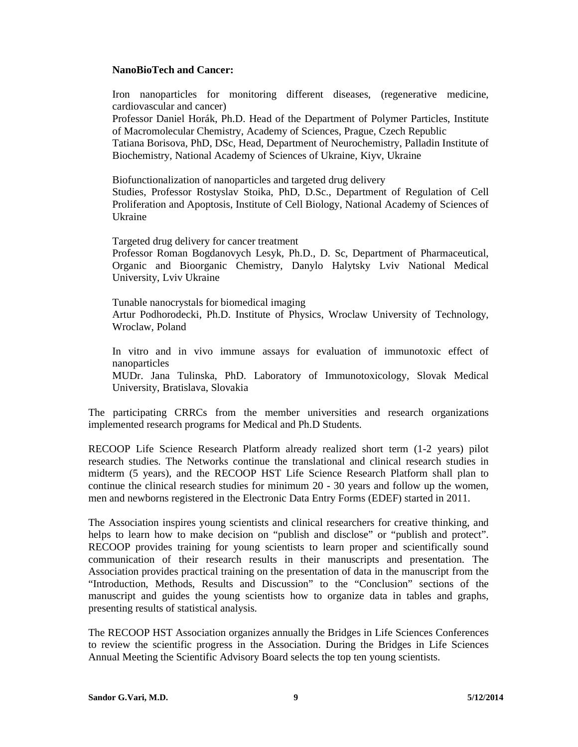**NanoBioTech and Cancer:**

Iron nanoparticles for monitoring different diseases, (regenerative medicine, cardiovascular and cancer)
Professor Daniel Horák, Ph.D. Head of the Department of Polymer Particles, Institute of Macromolecular Chemistry, Academy of Sciences, Prague, Czech Republic
Tatiana Borisova, PhD, DSc, Head, Department of Neurochemistry, Palladin Institute of Biochemistry, National Academy of Sciences of Ukraine, Kiyv, Ukraine

Biofunctionalization of nanoparticles and targeted drug delivery
Studies, Professor Rostyslav Stoika, PhD, D.Sc., Department of Regulation of Cell Proliferation and Apoptosis, Institute of Cell Biology, National Academy of Sciences of Ukraine

Targeted drug delivery for cancer treatment
Professor Roman Bogdanovych Lesyk, Ph.D., D. Sc, Department of Pharmaceutical, Organic and Bioorganic Chemistry, Danylo Halytsky Lviv National Medical University, Lviv Ukraine

Tunable nanocrystals for biomedical imaging
Artur Podhorodecki, Ph.D. Institute of Physics, Wroclaw University of Technology, Wroclaw, Poland

In vitro and in vivo immune assays for evaluation of immunotoxic effect of nanoparticles
MUDr. Jana Tulinska, PhD. Laboratory of Immunotoxicology, Slovak Medical University, Bratislava, Slovakia

The participating CRRCs from the member universities and research organizations implemented research programs for Medical and Ph.D Students.

RECOOP Life Science Research Platform already realized short term (1-2 years) pilot research studies. The Networks continue the translational and clinical research studies in midterm (5 years), and the RECOOP HST Life Science Research Platform shall plan to continue the clinical research studies for minimum 20 - 30 years and follow up the women, men and newborns registered in the Electronic Data Entry Forms (EDEF) started in 2011.

The Association inspires young scientists and clinical researchers for creative thinking, and helps to learn how to make decision on "publish and disclose" or "publish and protect". RECOOP provides training for young scientists to learn proper and scientifically sound communication of their research results in their manuscripts and presentation. The Association provides practical training on the presentation of data in the manuscript from the "Introduction, Methods, Results and Discussion" to the "Conclusion" sections of the manuscript and guides the young scientists how to organize data in tables and graphs, presenting results of statistical analysis.

The RECOOP HST Association organizes annually the Bridges in Life Sciences Conferences to review the scientific progress in the Association. During the Bridges in Life Sciences Annual Meeting the Scientific Advisory Board selects the top ten young scientists.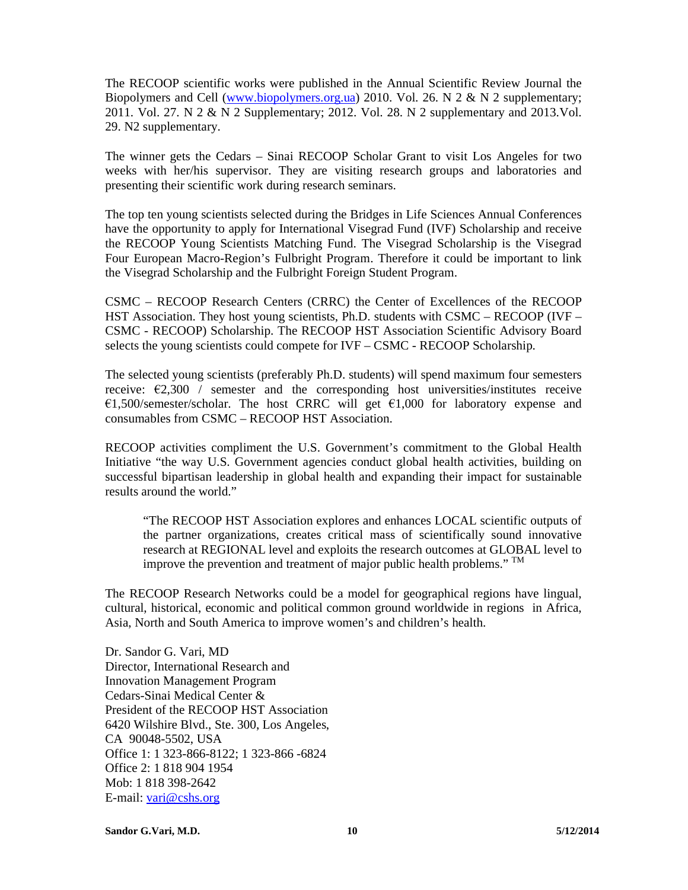The RECOOP scientific works were published in the Annual Scientific Review Journal the Biopolymers and Cell (www.biopolymers.org.ua) 2010. Vol. 26. N 2 & N 2 supplementary; 2011. Vol. 27. N 2 & N 2 Supplementary; 2012. Vol. 28. N 2 supplementary and 2013.Vol. 29. N2 supplementary.

The winner gets the Cedars – Sinai RECOOP Scholar Grant to visit Los Angeles for two weeks with her/his supervisor. They are visiting research groups and laboratories and presenting their scientific work during research seminars.

The top ten young scientists selected during the Bridges in Life Sciences Annual Conferences have the opportunity to apply for International Visegrad Fund (IVF) Scholarship and receive the RECOOP Young Scientists Matching Fund. The Visegrad Scholarship is the Visegrad Four European Macro-Region's Fulbright Program. Therefore it could be important to link the Visegrad Scholarship and the Fulbright Foreign Student Program.

CSMC – RECOOP Research Centers (CRRC) the Center of Excellences of the RECOOP HST Association. They host young scientists, Ph.D. students with CSMC – RECOOP (IVF – CSMC - RECOOP) Scholarship. The RECOOP HST Association Scientific Advisory Board selects the young scientists could compete for IVF – CSMC - RECOOP Scholarship.

The selected young scientists (preferably Ph.D. students) will spend maximum four semesters receive: €2,300 / semester and the corresponding host universities/institutes receive €1,500/semester/scholar. The host CRRC will get €1,000 for laboratory expense and consumables from CSMC – RECOOP HST Association.

RECOOP activities compliment the U.S. Government's commitment to the Global Health Initiative "the way U.S. Government agencies conduct global health activities, building on successful bipartisan leadership in global health and expanding their impact for sustainable results around the world."

> "The RECOOP HST Association explores and enhances LOCAL scientific outputs of the partner organizations, creates critical mass of scientifically sound innovative research at REGIONAL level and exploits the research outcomes at GLOBAL level to improve the prevention and treatment of major public health problems." TM

The RECOOP Research Networks could be a model for geographical regions have lingual, cultural, historical, economic and political common ground worldwide in regions in Africa, Asia, North and South America to improve women's and children's health.

Dr. Sandor G. Vari, MD
Director, International Research and
Innovation Management Program
Cedars-Sinai Medical Center &
President of the RECOOP HST Association
6420 Wilshire Blvd., Ste. 300, Los Angeles,
CA 90048-5502, USA
Office 1: 1 323-866-8122; 1 323-866 -6824
Office 2: 1 818 904 1954
Mob: 1 818 398-2642
E-mail: vari@cshs.org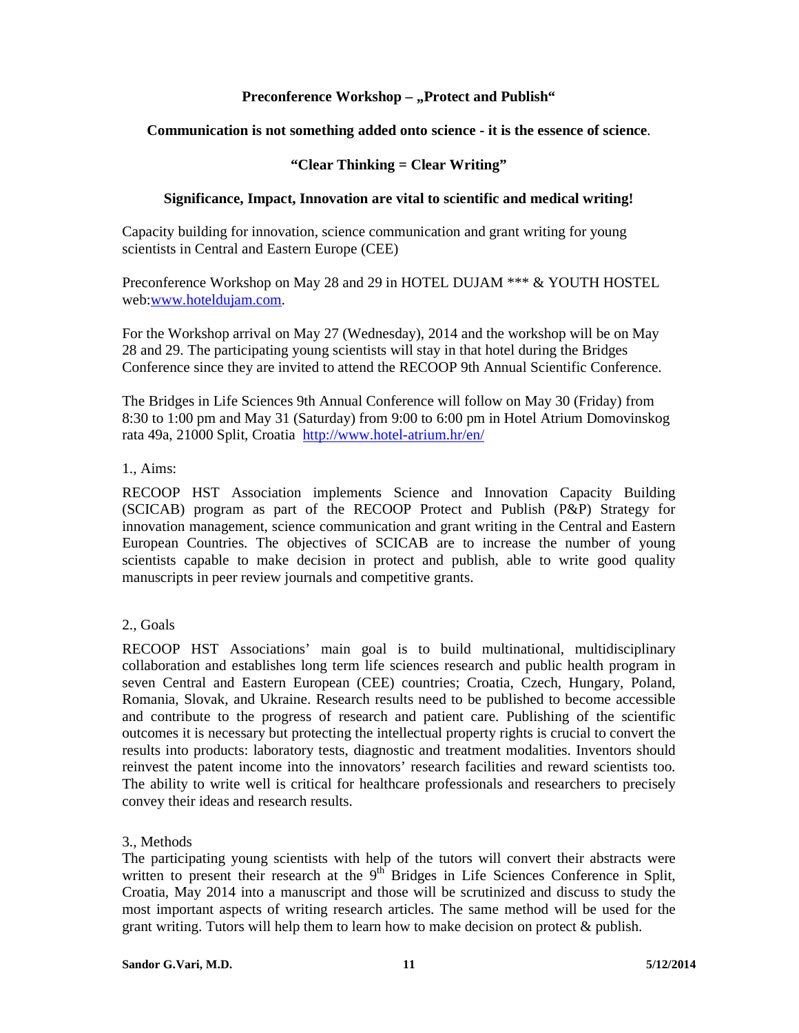## Preconference Workshop – „Protect and Publish“

**Communication is not something added onto science - it is the essence of science**.

**“Clear Thinking = Clear Writing”**

**Significance, Impact, Innovation are vital to scientific and medical writing!**

Capacity building for innovation, science communication and grant writing for young scientists in Central and Eastern Europe (CEE)

Preconference Workshop on May 28 and 29 in HOTEL DUJAM *** & YOUTH HOSTEL web:www.hoteldujam.com.

For the Workshop arrival on May 27 (Wednesday), 2014 and the workshop will be on May 28 and 29. The participating young scientists will stay in that hotel during the Bridges Conference since they are invited to attend the RECOOP 9th Annual Scientific Conference.

The Bridges in Life Sciences 9th Annual Conference will follow on May 30 (Friday) from 8:30 to 1:00 pm and May 31 (Saturday) from 9:00 to 6:00 pm in Hotel Atrium Domovinskog rata 49a, 21000 Split, Croatia http://www.hotel-atrium.hr/en/

1., Aims:

RECOOP HST Association implements Science and Innovation Capacity Building (SCICAB) program as part of the RECOOP Protect and Publish (P&P) Strategy for innovation management, science communication and grant writing in the Central and Eastern European Countries. The objectives of SCICAB are to increase the number of young scientists capable to make decision in protect and publish, able to write good quality manuscripts in peer review journals and competitive grants.

2., Goals

RECOOP HST Associations' main goal is to build multinational, multidisciplinary collaboration and establishes long term life sciences research and public health program in seven Central and Eastern European (CEE) countries; Croatia, Czech, Hungary, Poland, Romania, Slovak, and Ukraine. Research results need to be published to become accessible and contribute to the progress of research and patient care. Publishing of the scientific outcomes it is necessary but protecting the intellectual property rights is crucial to convert the results into products: laboratory tests, diagnostic and treatment modalities. Inventors should reinvest the patent income into the innovators' research facilities and reward scientists too. The ability to write well is critical for healthcare professionals and researchers to precisely convey their ideas and research results.

3., Methods

The participating young scientists with help of the tutors will convert their abstracts were written to present their research at the 9th Bridges in Life Sciences Conference in Split, Croatia, May 2014 into a manuscript and those will be scrutinized and discuss to study the most important aspects of writing research articles. The same method will be used for the grant writing. Tutors will help them to learn how to make decision on protect & publish.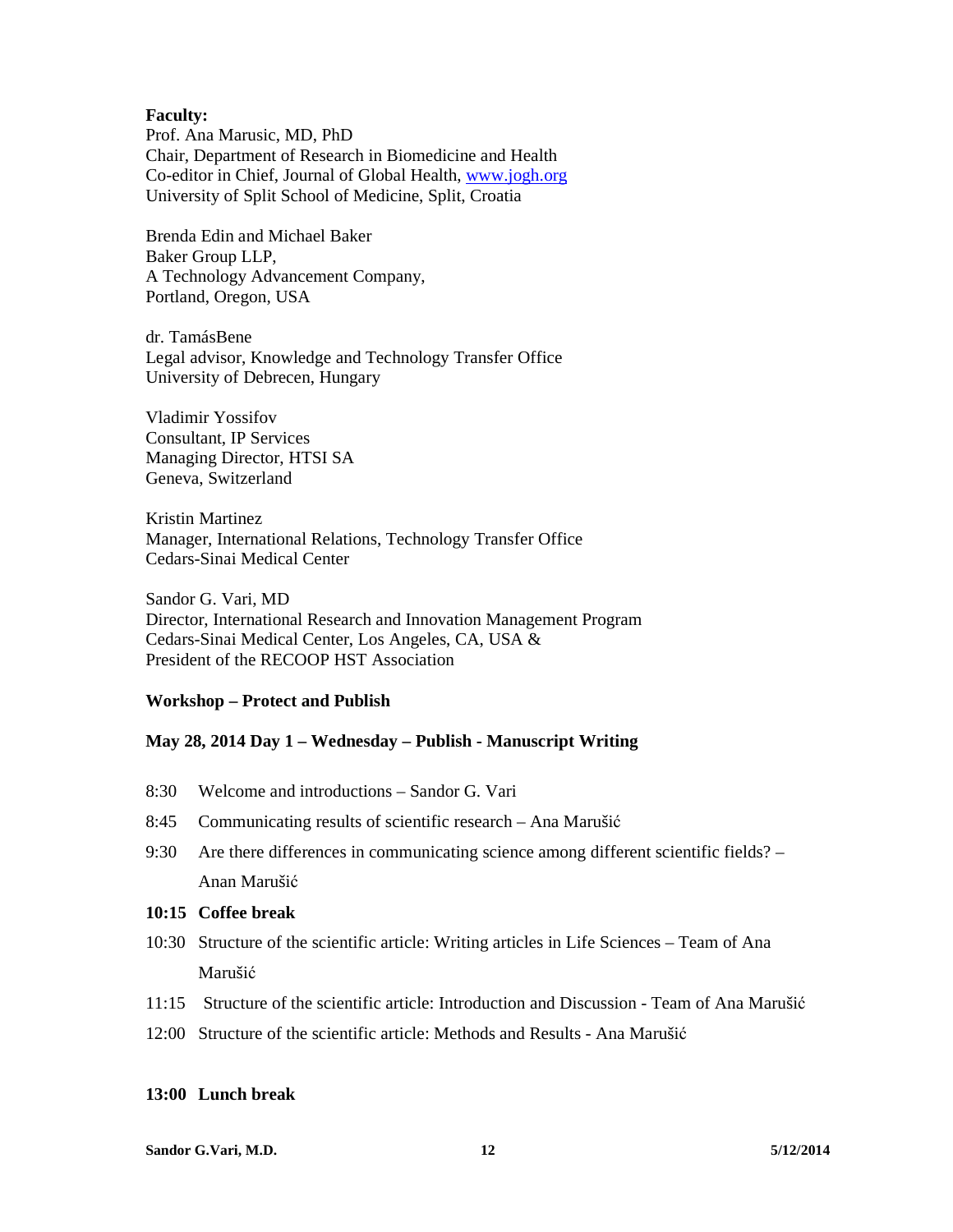**Faculty:**

Prof. Ana Marusic, MD, PhD
Chair, Department of Research in Biomedicine and Health
Co-editor in Chief, Journal of Global Health, www.jogh.org
University of Split School of Medicine, Split, Croatia

Brenda Edin and Michael Baker
Baker Group LLP,
A Technology Advancement Company,
Portland, Oregon, USA

dr. TamásBene
Legal advisor, Knowledge and Technology Transfer Office
University of Debrecen, Hungary

Vladimir Yossifov
Consultant, IP Services
Managing Director, HTSI SA
Geneva, Switzerland

Kristin Martinez
Manager, International Relations, Technology Transfer Office
Cedars-Sinai Medical Center

Sandor G. Vari, MD
Director, International Research and Innovation Management Program
Cedars-Sinai Medical Center, Los Angeles, CA, USA &
President of the RECOOP HST Association

**Workshop – Protect and Publish**

**May 28, 2014 Day 1 – Wednesday – Publish - Manuscript Writing**

8:30 Welcome and introductions – Sandor G. Vari

8:45 Communicating results of scientific research – Ana Marušić

9:30 Are there differences in communicating science among different scientific fields? – Anan Marušić

**10:15 Coffee break**

10:30 Structure of the scientific article: Writing articles in Life Sciences – Team of Ana Marušić

11:15 Structure of the scientific article: Introduction and Discussion - Team of Ana Marušić

12:00 Structure of the scientific article: Methods and Results - Ana Marušić

**13:00 Lunch break**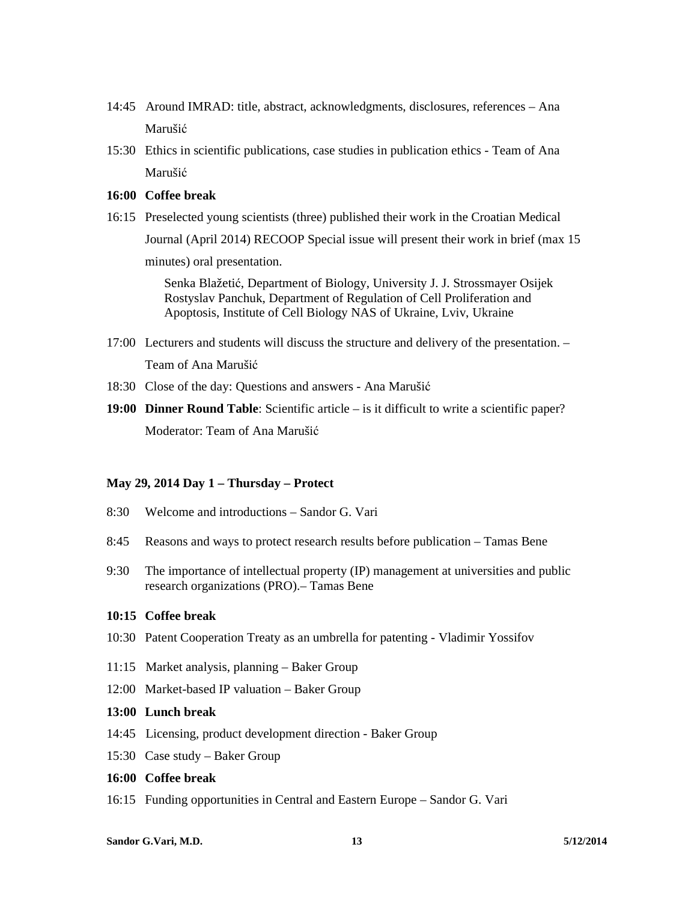14:45 Around IMRAD: title, abstract, acknowledgments, disclosures, references – Ana Marušić

15:30 Ethics in scientific publications, case studies in publication ethics - Team of Ana Marušić

**16:00 Coffee break**

16:15 Preselected young scientists (three) published their work in the Croatian Medical Journal (April 2014) RECOOP Special issue will present their work in brief (max 15 minutes) oral presentation.

> Senka Blažetić, Department of Biology, University J. J. Strossmayer Osijek
> Rostyslav Panchuk, Department of Regulation of Cell Proliferation and Apoptosis, Institute of Cell Biology NAS of Ukraine, Lviv, Ukraine

17:00 Lecturers and students will discuss the structure and delivery of the presentation. – Team of Ana Marušić

18:30 Close of the day: Questions and answers - Ana Marušić

**19:00 Dinner Round Table**: Scientific article – is it difficult to write a scientific paper? Moderator: Team of Ana Marušić

**May 29, 2014 Day 1 – Thursday – Protect**

8:30 Welcome and introductions – Sandor G. Vari

8:45 Reasons and ways to protect research results before publication – Tamas Bene

9:30 The importance of intellectual property (IP) management at universities and public research organizations (PRO).– Tamas Bene

**10:15 Coffee break**

10:30 Patent Cooperation Treaty as an umbrella for patenting - Vladimir Yossifov

11:15 Market analysis, planning – Baker Group

12:00 Market-based IP valuation – Baker Group

**13:00 Lunch break**

14:45 Licensing, product development direction - Baker Group

15:30 Case study – Baker Group

**16:00 Coffee break**

16:15 Funding opportunities in Central and Eastern Europe – Sandor G. Vari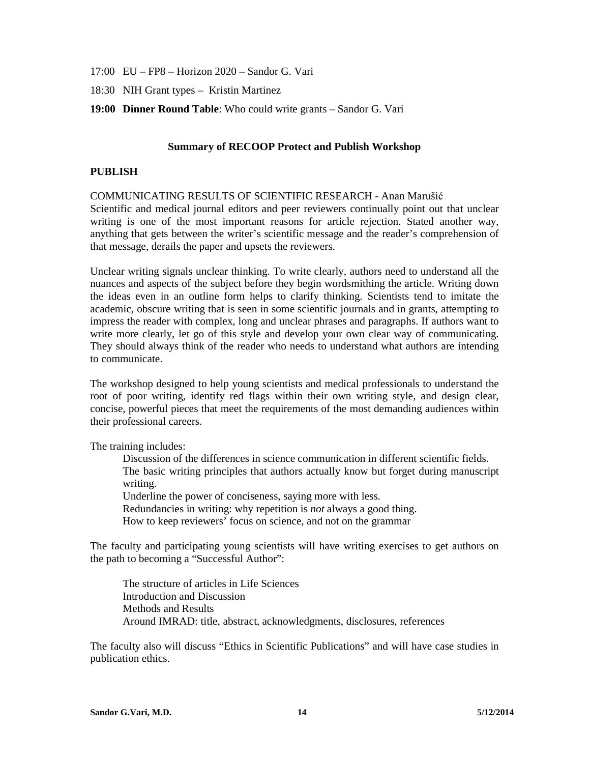17:00 EU – FP8 – Horizon 2020 – Sandor G. Vari

18:30 NIH Grant types – Kristin Martinez

**19:00 Dinner Round Table**: Who could write grants – Sandor G. Vari

## Summary of RECOOP Protect and Publish Workshop

### PUBLISH

COMMUNICATING RESULTS OF SCIENTIFIC RESEARCH - Anan Marušić

Scientific and medical journal editors and peer reviewers continually point out that unclear writing is one of the most important reasons for article rejection. Stated another way, anything that gets between the writer's scientific message and the reader's comprehension of that message, derails the paper and upsets the reviewers.

Unclear writing signals unclear thinking. To write clearly, authors need to understand all the nuances and aspects of the subject before they begin wordsmithing the article. Writing down the ideas even in an outline form helps to clarify thinking. Scientists tend to imitate the academic, obscure writing that is seen in some scientific journals and in grants, attempting to impress the reader with complex, long and unclear phrases and paragraphs. If authors want to write more clearly, let go of this style and develop your own clear way of communicating. They should always think of the reader who needs to understand what authors are intending to communicate.

The workshop designed to help young scientists and medical professionals to understand the root of poor writing, identify red flags within their own writing style, and design clear, concise, powerful pieces that meet the requirements of the most demanding audiences within their professional careers.

The training includes:

- Discussion of the differences in science communication in different scientific fields.
- The basic writing principles that authors actually know but forget during manuscript writing.
- Underline the power of conciseness, saying more with less.
- Redundancies in writing: why repetition is *not* always a good thing.
- How to keep reviewers' focus on science, and not on the grammar

The faculty and participating young scientists will have writing exercises to get authors on the path to becoming a "Successful Author":

- The structure of articles in Life Sciences
- Introduction and Discussion
- Methods and Results
- Around IMRAD: title, abstract, acknowledgments, disclosures, references

The faculty also will discuss "Ethics in Scientific Publications" and will have case studies in publication ethics.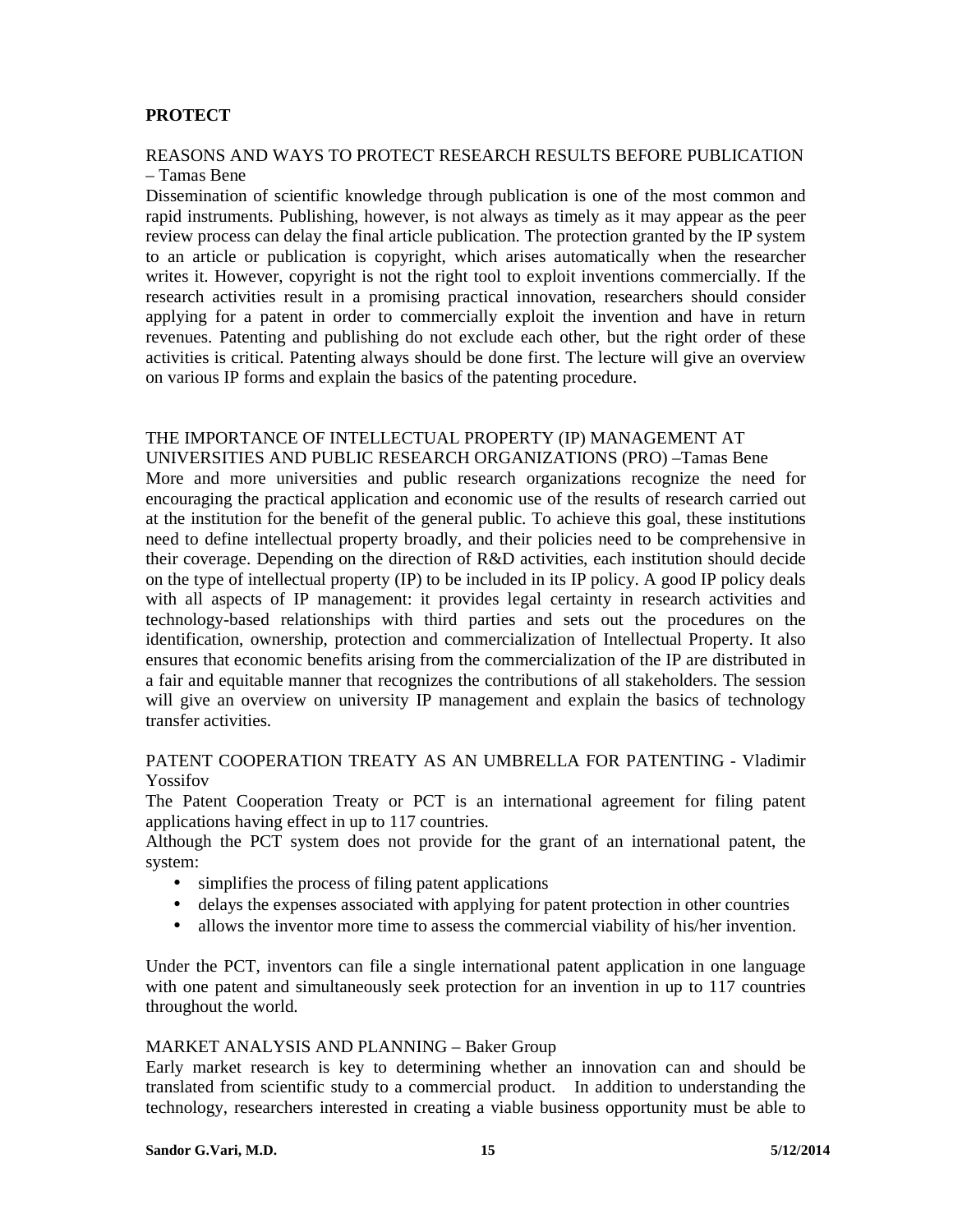**PROTECT**

REASONS AND WAYS TO PROTECT RESEARCH RESULTS BEFORE PUBLICATION – Tamas Bene

Dissemination of scientific knowledge through publication is one of the most common and rapid instruments. Publishing, however, is not always as timely as it may appear as the peer review process can delay the final article publication. The protection granted by the IP system to an article or publication is copyright, which arises automatically when the researcher writes it. However, copyright is not the right tool to exploit inventions commercially. If the research activities result in a promising practical innovation, researchers should consider applying for a patent in order to commercially exploit the invention and have in return revenues. Patenting and publishing do not exclude each other, but the right order of these activities is critical. Patenting always should be done first. The lecture will give an overview on various IP forms and explain the basics of the patenting procedure.

THE IMPORTANCE OF INTELLECTUAL PROPERTY (IP) MANAGEMENT AT UNIVERSITIES AND PUBLIC RESEARCH ORGANIZATIONS (PRO) –Tamas Bene

More and more universities and public research organizations recognize the need for encouraging the practical application and economic use of the results of research carried out at the institution for the benefit of the general public. To achieve this goal, these institutions need to define intellectual property broadly, and their policies need to be comprehensive in their coverage. Depending on the direction of R&D activities, each institution should decide on the type of intellectual property (IP) to be included in its IP policy. A good IP policy deals with all aspects of IP management: it provides legal certainty in research activities and technology-based relationships with third parties and sets out the procedures on the identification, ownership, protection and commercialization of Intellectual Property. It also ensures that economic benefits arising from the commercialization of the IP are distributed in a fair and equitable manner that recognizes the contributions of all stakeholders. The session will give an overview on university IP management and explain the basics of technology transfer activities.

PATENT COOPERATION TREATY AS AN UMBRELLA FOR PATENTING - Vladimir Yossifov

The Patent Cooperation Treaty or PCT is an international agreement for filing patent applications having effect in up to 117 countries.

Although the PCT system does not provide for the grant of an international patent, the system:

- simplifies the process of filing patent applications
- delays the expenses associated with applying for patent protection in other countries
- allows the inventor more time to assess the commercial viability of his/her invention.

Under the PCT, inventors can file a single international patent application in one language with one patent and simultaneously seek protection for an invention in up to 117 countries throughout the world.

MARKET ANALYSIS AND PLANNING – Baker Group

Early market research is key to determining whether an innovation can and should be translated from scientific study to a commercial product. In addition to understanding the technology, researchers interested in creating a viable business opportunity must be able to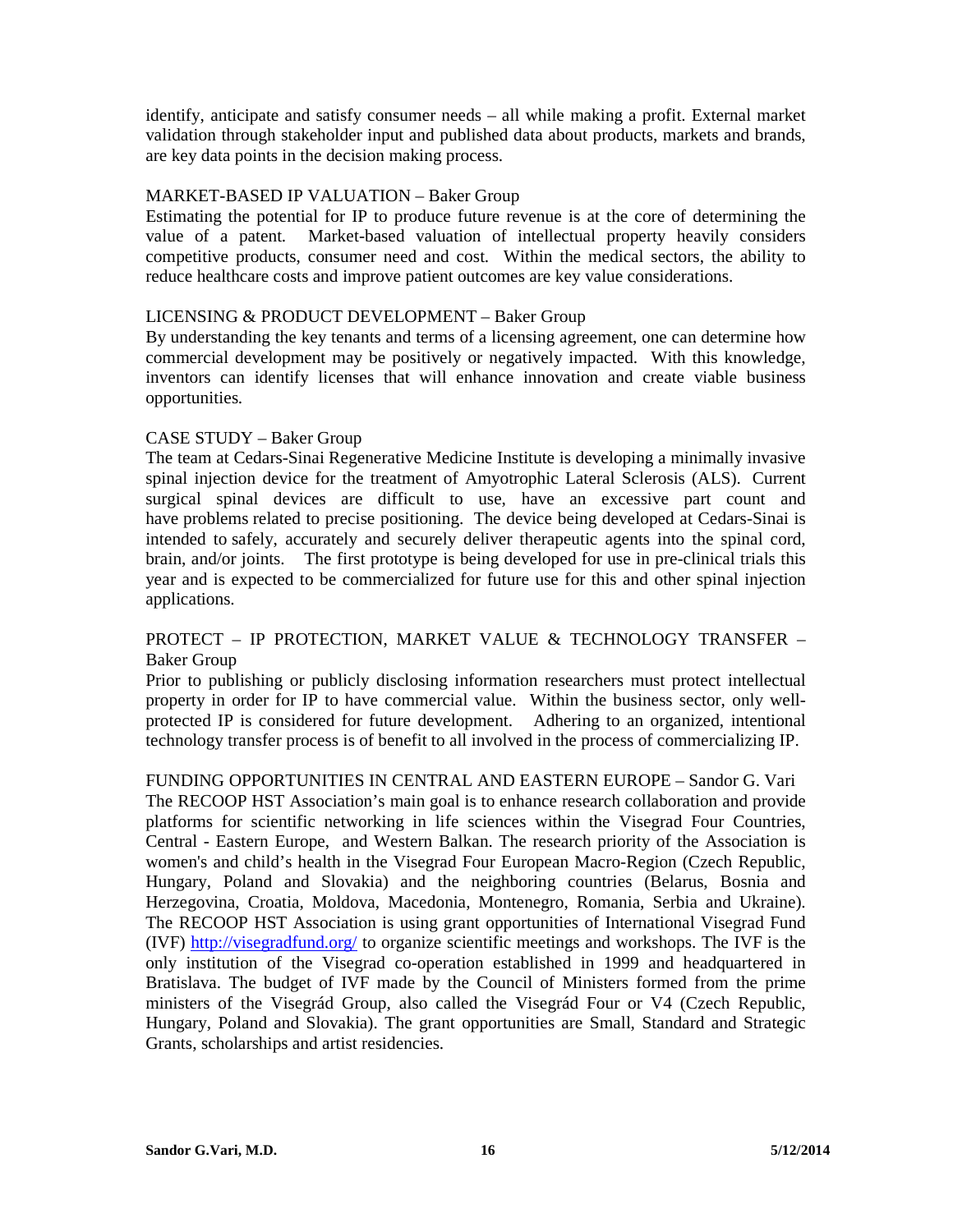identify, anticipate and satisfy consumer needs – all while making a profit. External market validation through stakeholder input and published data about products, markets and brands, are key data points in the decision making process.

MARKET-BASED IP VALUATION – Baker Group
Estimating the potential for IP to produce future revenue is at the core of determining the value of a patent. Market-based valuation of intellectual property heavily considers competitive products, consumer need and cost. Within the medical sectors, the ability to reduce healthcare costs and improve patient outcomes are key value considerations.

LICENSING & PRODUCT DEVELOPMENT – Baker Group
By understanding the key tenants and terms of a licensing agreement, one can determine how commercial development may be positively or negatively impacted. With this knowledge, inventors can identify licenses that will enhance innovation and create viable business opportunities.

CASE STUDY – Baker Group
The team at Cedars-Sinai Regenerative Medicine Institute is developing a minimally invasive spinal injection device for the treatment of Amyotrophic Lateral Sclerosis (ALS). Current surgical spinal devices are difficult to use, have an excessive part count and have problems related to precise positioning. The device being developed at Cedars-Sinai is intended to safely, accurately and securely deliver therapeutic agents into the spinal cord, brain, and/or joints. The first prototype is being developed for use in pre-clinical trials this year and is expected to be commercialized for future use for this and other spinal injection applications.

PROTECT – IP PROTECTION, MARKET VALUE & TECHNOLOGY TRANSFER – Baker Group
Prior to publishing or publicly disclosing information researchers must protect intellectual property in order for IP to have commercial value. Within the business sector, only well-protected IP is considered for future development. Adhering to an organized, intentional technology transfer process is of benefit to all involved in the process of commercializing IP.

FUNDING OPPORTUNITIES IN CENTRAL AND EASTERN EUROPE – Sandor G. Vari
The RECOOP HST Association's main goal is to enhance research collaboration and provide platforms for scientific networking in life sciences within the Visegrad Four Countries, Central - Eastern Europe, and Western Balkan. The research priority of the Association is women's and child's health in the Visegrad Four European Macro-Region (Czech Republic, Hungary, Poland and Slovakia) and the neighboring countries (Belarus, Bosnia and Herzegovina, Croatia, Moldova, Macedonia, Montenegro, Romania, Serbia and Ukraine). The RECOOP HST Association is using grant opportunities of International Visegrad Fund (IVF) http://visegradfund.org/ to organize scientific meetings and workshops. The IVF is the only institution of the Visegrad co-operation established in 1999 and headquartered in Bratislava. The budget of IVF made by the Council of Ministers formed from the prime ministers of the Visegrád Group, also called the Visegrád Four or V4 (Czech Republic, Hungary, Poland and Slovakia). The grant opportunities are Small, Standard and Strategic Grants, scholarships and artist residencies.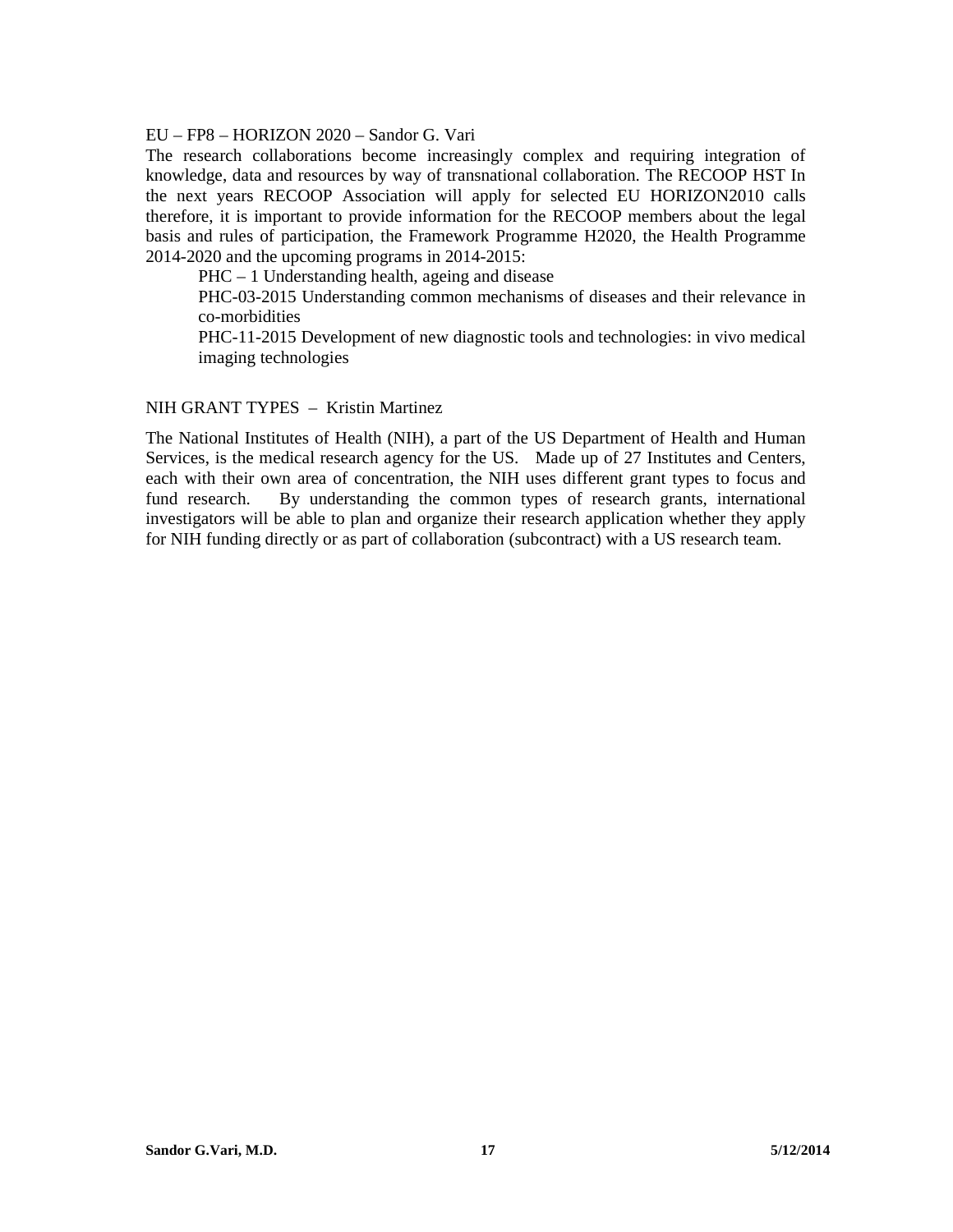EU – FP8 – HORIZON 2020 – Sandor G. Vari

The research collaborations become increasingly complex and requiring integration of knowledge, data and resources by way of transnational collaboration. The RECOOP HST In the next years RECOOP Association will apply for selected EU HORIZON2010 calls therefore, it is important to provide information for the RECOOP members about the legal basis and rules of participation, the Framework Programme H2020, the Health Programme 2014-2020 and the upcoming programs in 2014-2015:

PHC – 1 Understanding health, ageing and disease

PHC-03-2015 Understanding common mechanisms of diseases and their relevance in co-morbidities

PHC-11-2015 Development of new diagnostic tools and technologies: in vivo medical imaging technologies

NIH GRANT TYPES – Kristin Martinez

The National Institutes of Health (NIH), a part of the US Department of Health and Human Services, is the medical research agency for the US. Made up of 27 Institutes and Centers, each with their own area of concentration, the NIH uses different grant types to focus and fund research. By understanding the common types of research grants, international investigators will be able to plan and organize their research application whether they apply for NIH funding directly or as part of collaboration (subcontract) with a US research team.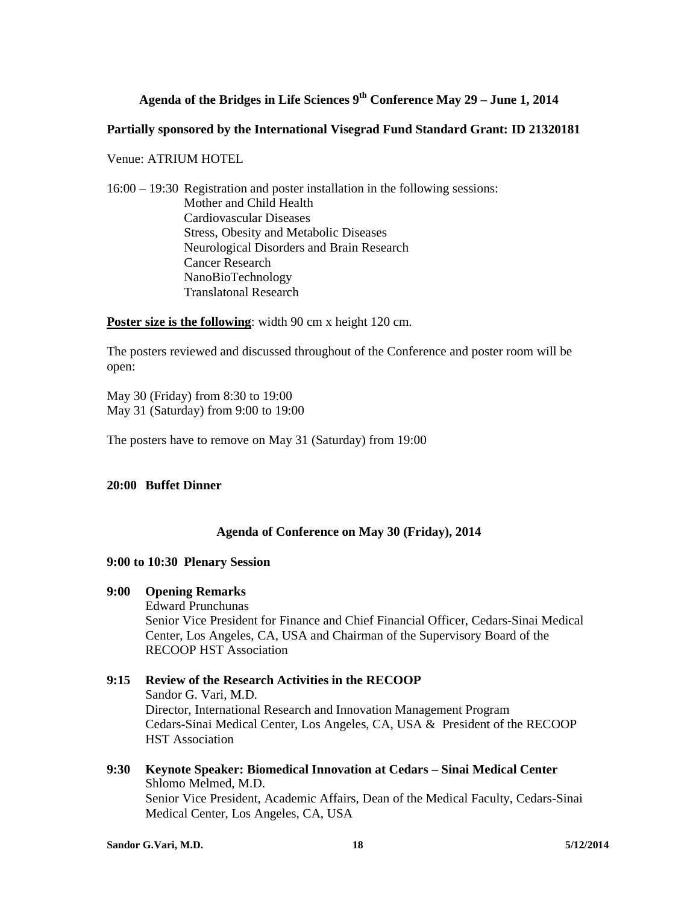### Agenda of the Bridges in Life Sciences 9th Conference May 29 – June 1, 2014

**Partially sponsored by the International Visegrad Fund Standard Grant: ID 21320181**

Venue: ATRIUM HOTEL

16:00 – 19:30 Registration and poster installation in the following sessions:
- Mother and Child Health
- Cardiovascular Diseases
- Stress, Obesity and Metabolic Diseases
- Neurological Disorders and Brain Research
- Cancer Research
- NanoBioTechnology
- Translatonal Research

**Poster size is the following**: width 90 cm x height 120 cm.

The posters reviewed and discussed throughout of the Conference and poster room will be open:

May 30 (Friday) from 8:30 to 19:00
May 31 (Saturday) from 9:00 to 19:00

The posters have to remove on May 31 (Saturday) from 19:00

**20:00 Buffet Dinner**

### Agenda of Conference on May 30 (Friday), 2014

**9:00 to 10:30 Plenary Session**

**9:00 Opening Remarks**
Edward Prunchunas
Senior Vice President for Finance and Chief Financial Officer, Cedars-Sinai Medical Center, Los Angeles, CA, USA and Chairman of the Supervisory Board of the RECOOP HST Association

**9:15 Review of the Research Activities in the RECOOP**
Sandor G. Vari, M.D.
Director, International Research and Innovation Management Program
Cedars-Sinai Medical Center, Los Angeles, CA, USA & President of the RECOOP HST Association

**9:30 Keynote Speaker: Biomedical Innovation at Cedars – Sinai Medical Center**
Shlomo Melmed, M.D.
Senior Vice President, Academic Affairs, Dean of the Medical Faculty, Cedars-Sinai Medical Center, Los Angeles, CA, USA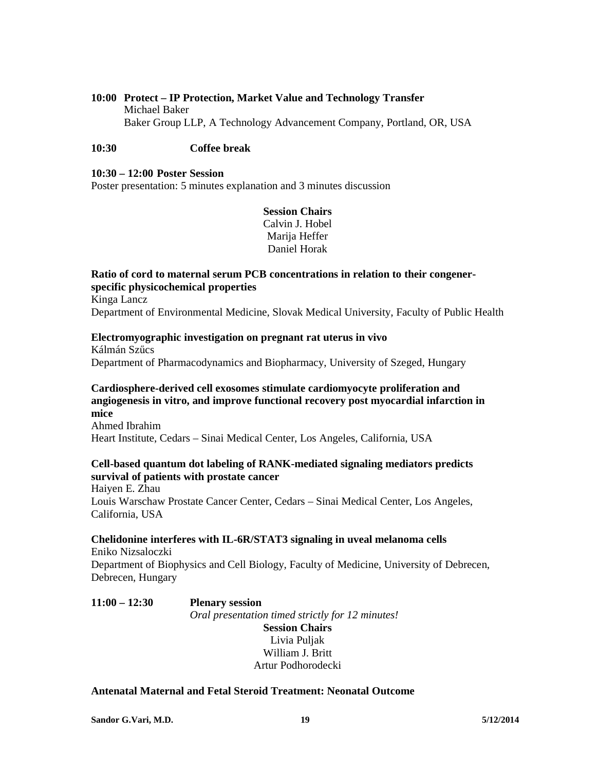**10:00 Protect – IP Protection, Market Value and Technology Transfer**
Michael Baker
Baker Group LLP, A Technology Advancement Company, Portland, OR, USA

**10:30 Coffee break**

**10:30 – 12:00 Poster Session**
Poster presentation: 5 minutes explanation and 3 minutes discussion

**Session Chairs**
Calvin J. Hobel
Marija Heffer
Daniel Horak

**Ratio of cord to maternal serum PCB concentrations in relation to their congener-specific physicochemical properties**
Kinga Lancz
Department of Environmental Medicine, Slovak Medical University, Faculty of Public Health

**Electromyographic investigation on pregnant rat uterus in vivo**
Kálmán Szűcs
Department of Pharmacodynamics and Biopharmacy, University of Szeged, Hungary

**Cardiosphere-derived cell exosomes stimulate cardiomyocyte proliferation and angiogenesis in vitro, and improve functional recovery post myocardial infarction in mice**
Ahmed Ibrahim
Heart Institute, Cedars – Sinai Medical Center, Los Angeles, California, USA

**Cell-based quantum dot labeling of RANK-mediated signaling mediators predicts survival of patients with prostate cancer**
Haiyen E. Zhau
Louis Warschaw Prostate Cancer Center, Cedars – Sinai Medical Center, Los Angeles, California, USA

**Chelidonine interferes with IL-6R/STAT3 signaling in uveal melanoma cells**
Eniko Nizsaloczki
Department of Biophysics and Cell Biology, Faculty of Medicine, University of Debrecen, Debrecen, Hungary

**11:00 – 12:30 Plenary session**
*Oral presentation timed strictly for 12 minutes!*

**Session Chairs**
Livia Puljak
William J. Britt
Artur Podhorodecki

**Antenatal Maternal and Fetal Steroid Treatment: Neonatal Outcome**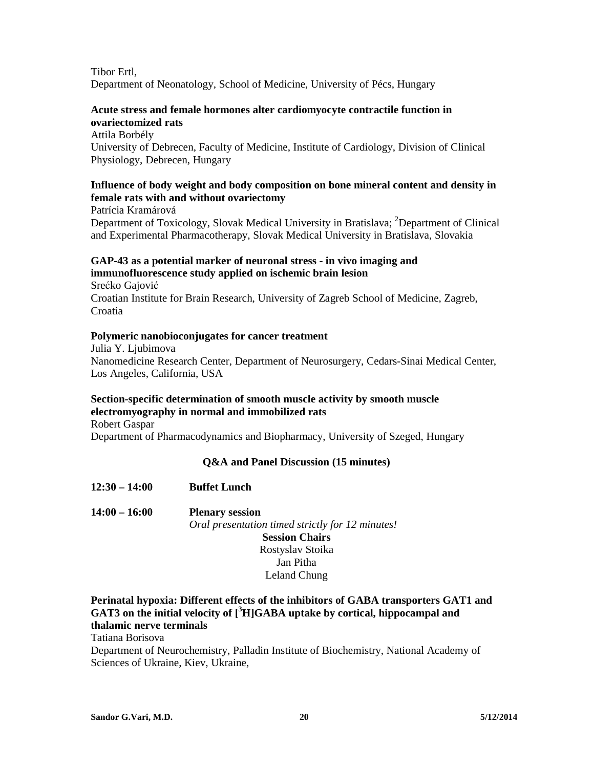Tibor Ertl,
Department of Neonatology, School of Medicine, University of Pécs, Hungary

**Acute stress and female hormones alter cardiomyocyte contractile function in ovariectomized rats**
Attila Borbély
University of Debrecen, Faculty of Medicine, Institute of Cardiology, Division of Clinical Physiology, Debrecen, Hungary

**Influence of body weight and body composition on bone mineral content and density in female rats with and without ovariectomy**
Patrícia Kramárová
Department of Toxicology, Slovak Medical University in Bratislava; [2]Department of Clinical and Experimental Pharmacotherapy, Slovak Medical University in Bratislava, Slovakia

**GAP-43 as a potential marker of neuronal stress - in vivo imaging and immunofluorescence study applied on ischemic brain lesion**
Srećko Gajović
Croatian Institute for Brain Research, University of Zagreb School of Medicine, Zagreb, Croatia

**Polymeric nanobioconjugates for cancer treatment**
Julia Y. Ljubimova
Nanomedicine Research Center, Department of Neurosurgery, Cedars-Sinai Medical Center, Los Angeles, California, USA

**Section-specific determination of smooth muscle activity by smooth muscle electromyography in normal and immobilized rats**
Robert Gaspar
Department of Pharmacodynamics and Biopharmacy, University of Szeged, Hungary

**Q&A and Panel Discussion (15 minutes)**

**12:30 – 14:00** **Buffet Lunch**

**14:00 – 16:00** **Plenary session**
*Oral presentation timed strictly for 12 minutes!*

**Session Chairs**
Rostyslav Stoika
Jan Pitha
Leland Chung

**Perinatal hypoxia: Different effects of the inhibitors of GABA transporters GAT1 and GAT3 on the initial velocity of [$^3$H]GABA uptake by cortical, hippocampal and thalamic nerve terminals**
Tatiana Borisova
Department of Neurochemistry, Palladin Institute of Biochemistry, National Academy of Sciences of Ukraine, Kiev, Ukraine,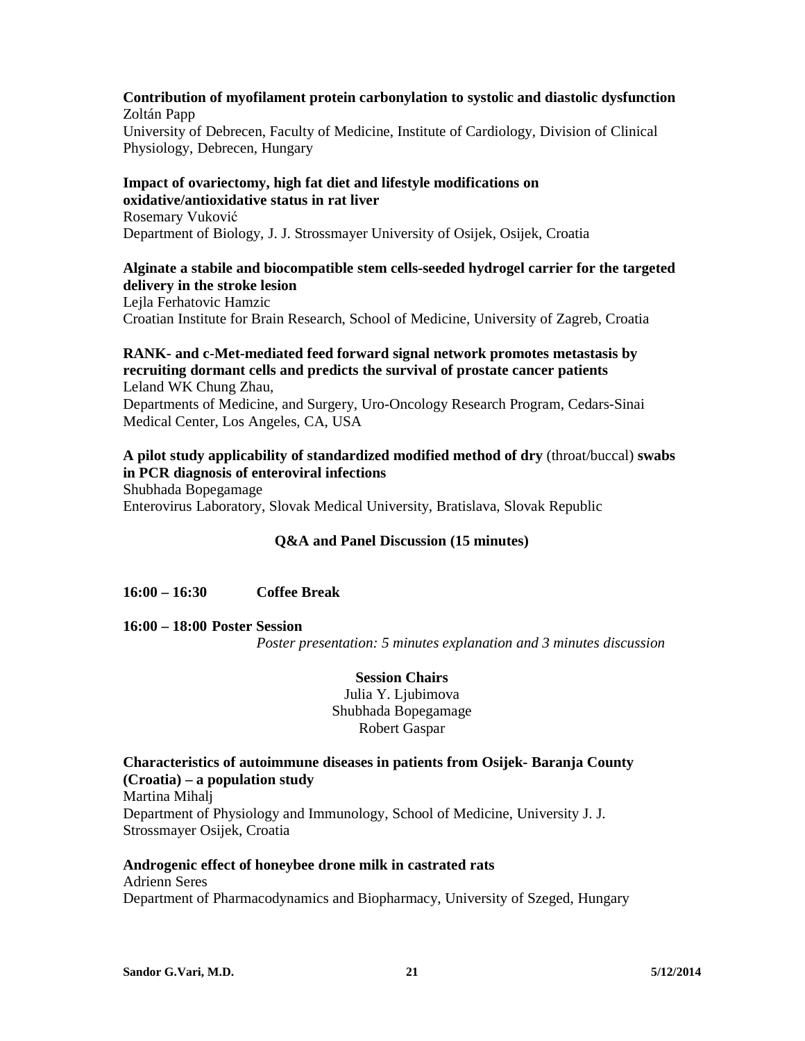**Contribution of myofilament protein carbonylation to systolic and diastolic dysfunction**
Zoltán Papp
University of Debrecen, Faculty of Medicine, Institute of Cardiology, Division of Clinical Physiology, Debrecen, Hungary

**Impact of ovariectomy, high fat diet and lifestyle modifications on oxidative/antioxidative status in rat liver**
Rosemary Vuković
Department of Biology, J. J. Strossmayer University of Osijek, Osijek, Croatia

**Alginate a stabile and biocompatible stem cells-seeded hydrogel carrier for the targeted delivery in the stroke lesion**
Lejla Ferhatovic Hamzic
Croatian Institute for Brain Research, School of Medicine, University of Zagreb, Croatia

**RANK- and c-Met-mediated feed forward signal network promotes metastasis by recruiting dormant cells and predicts the survival of prostate cancer patients**
Leland WK Chung Zhau,
Departments of Medicine, and Surgery, Uro-Oncology Research Program, Cedars-Sinai Medical Center, Los Angeles, CA, USA

**A pilot study applicability of standardized modified method of dry** (throat/buccal) **swabs in PCR diagnosis of enteroviral infections**
Shubhada Bopegamage
Enterovirus Laboratory, Slovak Medical University, Bratislava, Slovak Republic

**Q&A and Panel Discussion (15 minutes)**

**16:00 – 16:30 Coffee Break**

**16:00 – 18:00 Poster Session**
*Poster presentation: 5 minutes explanation and 3 minutes discussion*

**Session Chairs**
Julia Y. Ljubimova
Shubhada Bopegamage
Robert Gaspar

**Characteristics of autoimmune diseases in patients from Osijek- Baranja County (Croatia) – a population study**
Martina Mihalj
Department of Physiology and Immunology, School of Medicine, University J. J. Strossmayer Osijek, Croatia

**Androgenic effect of honeybee drone milk in castrated rats**
Adrienn Seres
Department of Pharmacodynamics and Biopharmacy, University of Szeged, Hungary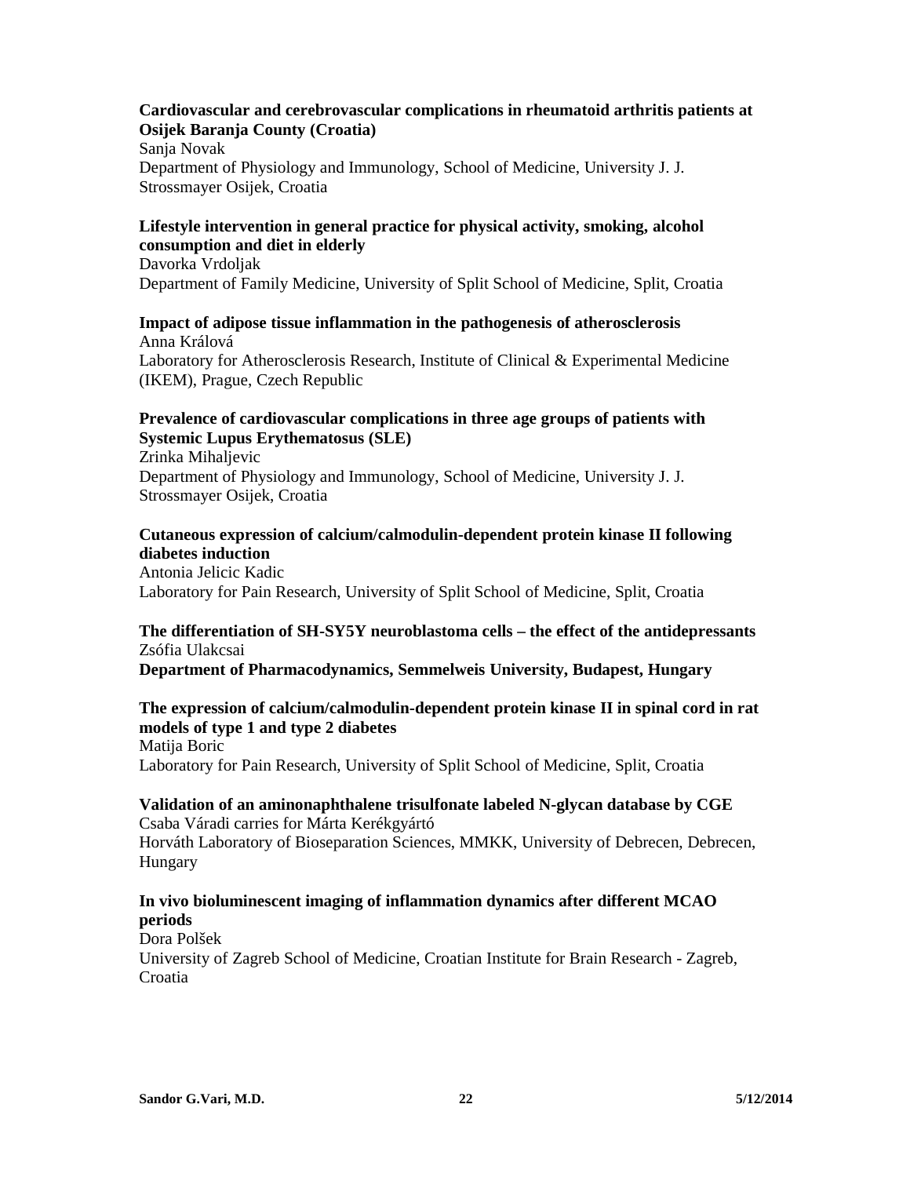**Cardiovascular and cerebrovascular complications in rheumatoid arthritis patients at Osijek Baranja County (Croatia)**
Sanja Novak
Department of Physiology and Immunology, School of Medicine, University J. J. Strossmayer Osijek, Croatia

**Lifestyle intervention in general practice for physical activity, smoking, alcohol consumption and diet in elderly**
Davorka Vrdoljak
Department of Family Medicine, University of Split School of Medicine, Split, Croatia

**Impact of adipose tissue inflammation in the pathogenesis of atherosclerosis**
Anna Králová
Laboratory for Atherosclerosis Research, Institute of Clinical & Experimental Medicine (IKEM), Prague, Czech Republic

**Prevalence of cardiovascular complications in three age groups of patients with Systemic Lupus Erythematosus (SLE)**
Zrinka Mihaljevic
Department of Physiology and Immunology, School of Medicine, University J. J. Strossmayer Osijek, Croatia

**Cutaneous expression of calcium/calmodulin-dependent protein kinase II following diabetes induction**
Antonia Jelicic Kadic
Laboratory for Pain Research, University of Split School of Medicine, Split, Croatia

**The differentiation of SH-SY5Y neuroblastoma cells – the effect of the antidepressants**
Zsófia Ulakcsai
**Department of Pharmacodynamics, Semmelweis University, Budapest, Hungary**

**The expression of calcium/calmodulin-dependent protein kinase II in spinal cord in rat models of type 1 and type 2 diabetes**
Matija Boric
Laboratory for Pain Research, University of Split School of Medicine, Split, Croatia

**Validation of an aminonaphthalene trisulfonate labeled N-glycan database by CGE**
Csaba Váradi carries for Márta Kerékgyártó
Horváth Laboratory of Bioseparation Sciences, MMKK, University of Debrecen, Debrecen, Hungary

**In vivo bioluminescent imaging of inflammation dynamics after different MCAO periods**
Dora Polšek
University of Zagreb School of Medicine, Croatian Institute for Brain Research - Zagreb, Croatia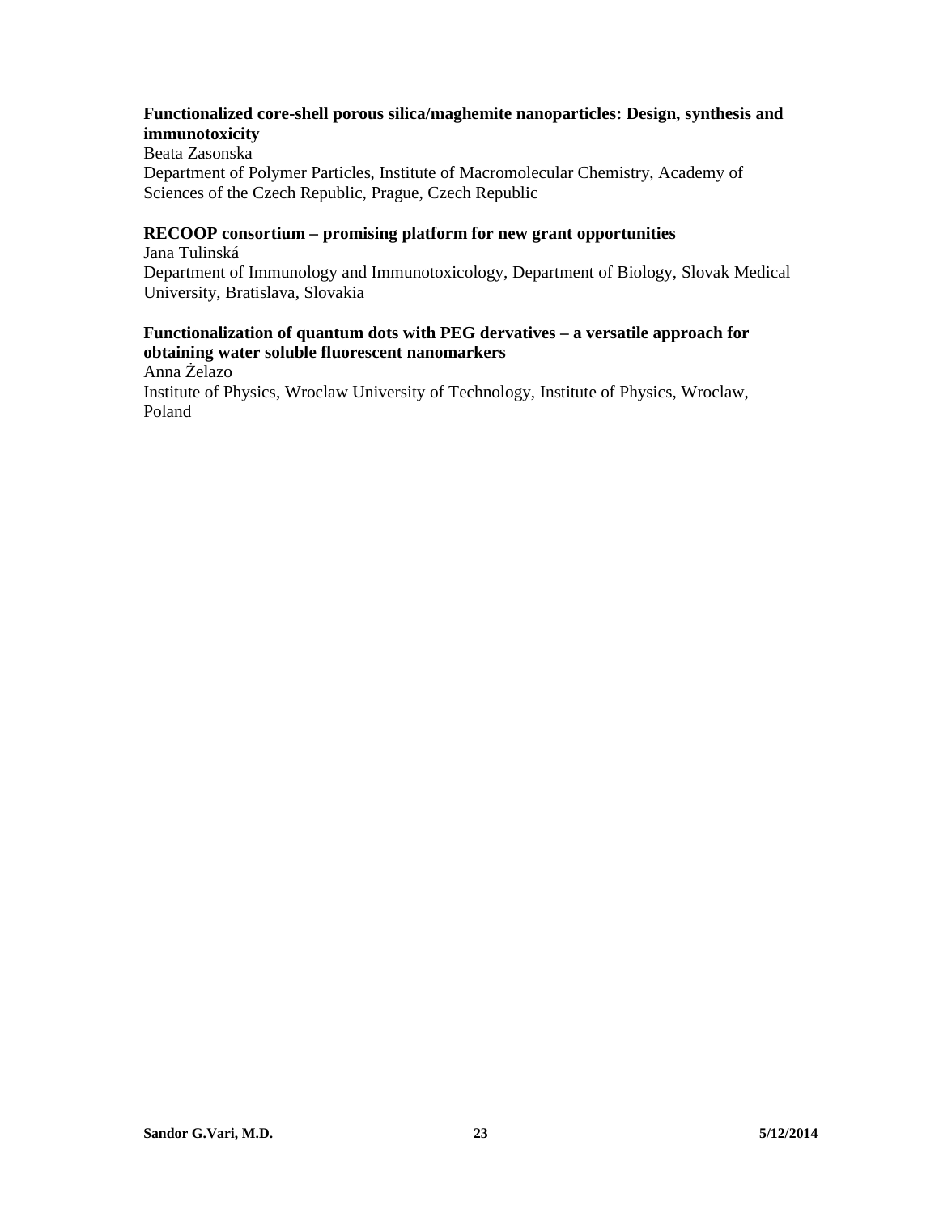**Functionalized core-shell porous silica/maghemite nanoparticles: Design, synthesis and immunotoxicity**
Beata Zasonska
Department of Polymer Particles, Institute of Macromolecular Chemistry, Academy of Sciences of the Czech Republic, Prague, Czech Republic

**RECOOP consortium – promising platform for new grant opportunities**
Jana Tulinská
Department of Immunology and Immunotoxicology, Department of Biology, Slovak Medical University, Bratislava, Slovakia

**Functionalization of quantum dots with PEG dervatives – a versatile approach for obtaining water soluble fluorescent nanomarkers**
Anna Żelazo
Institute of Physics, Wroclaw University of Technology, Institute of Physics, Wroclaw, Poland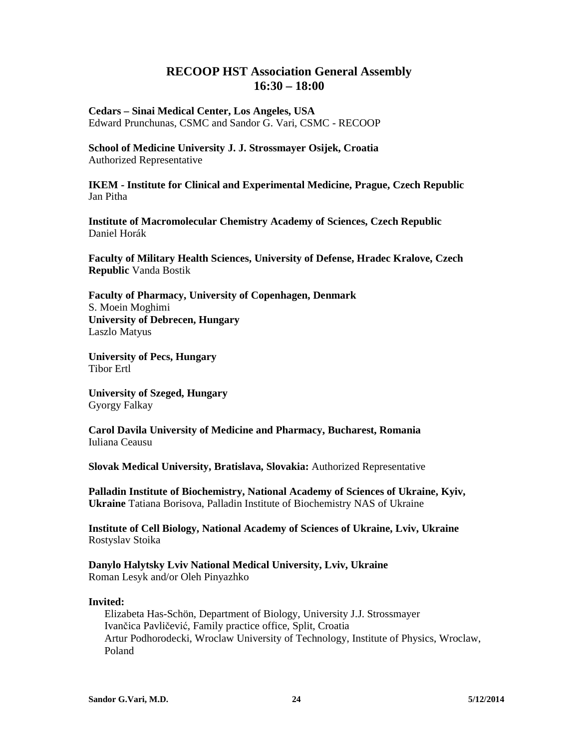## RECOOP HST Association General Assembly
## 16:30 – 18:00

**Cedars – Sinai Medical Center, Los Angeles, USA**
Edward Prunchunas, CSMC and Sandor G. Vari, CSMC - RECOOP

**School of Medicine University J. J. Strossmayer Osijek, Croatia**
Authorized Representative

**IKEM - Institute for Clinical and Experimental Medicine, Prague, Czech Republic**
Jan Pitha

**Institute of Macromolecular Chemistry Academy of Sciences, Czech Republic**
Daniel Horák

**Faculty of Military Health Sciences, University of Defense, Hradec Kralove, Czech Republic** Vanda Bostik

**Faculty of Pharmacy, University of Copenhagen, Denmark**
S. Moein Moghimi
**University of Debrecen, Hungary**
Laszlo Matyus

**University of Pecs, Hungary**
Tibor Ertl

**University of Szeged, Hungary**
Gyorgy Falkay

**Carol Davila University of Medicine and Pharmacy, Bucharest, Romania**
Iuliana Ceausu

**Slovak Medical University, Bratislava, Slovakia:** Authorized Representative

**Palladin Institute of Biochemistry, National Academy of Sciences of Ukraine, Kyiv, Ukraine** Tatiana Borisova, Palladin Institute of Biochemistry NAS of Ukraine

**Institute of Cell Biology, National Academy of Sciences of Ukraine, Lviv, Ukraine**
Rostyslav Stoika

**Danylo Halytsky Lviv National Medical University, Lviv, Ukraine**
Roman Lesyk and/or Oleh Pinyazhko

**Invited:**

Elizabeta Has-Schön, Department of Biology, University J.J. Strossmayer
Ivančica Pavličević, Family practice office, Split, Croatia
Artur Podhorodecki, Wroclaw University of Technology, Institute of Physics, Wroclaw, Poland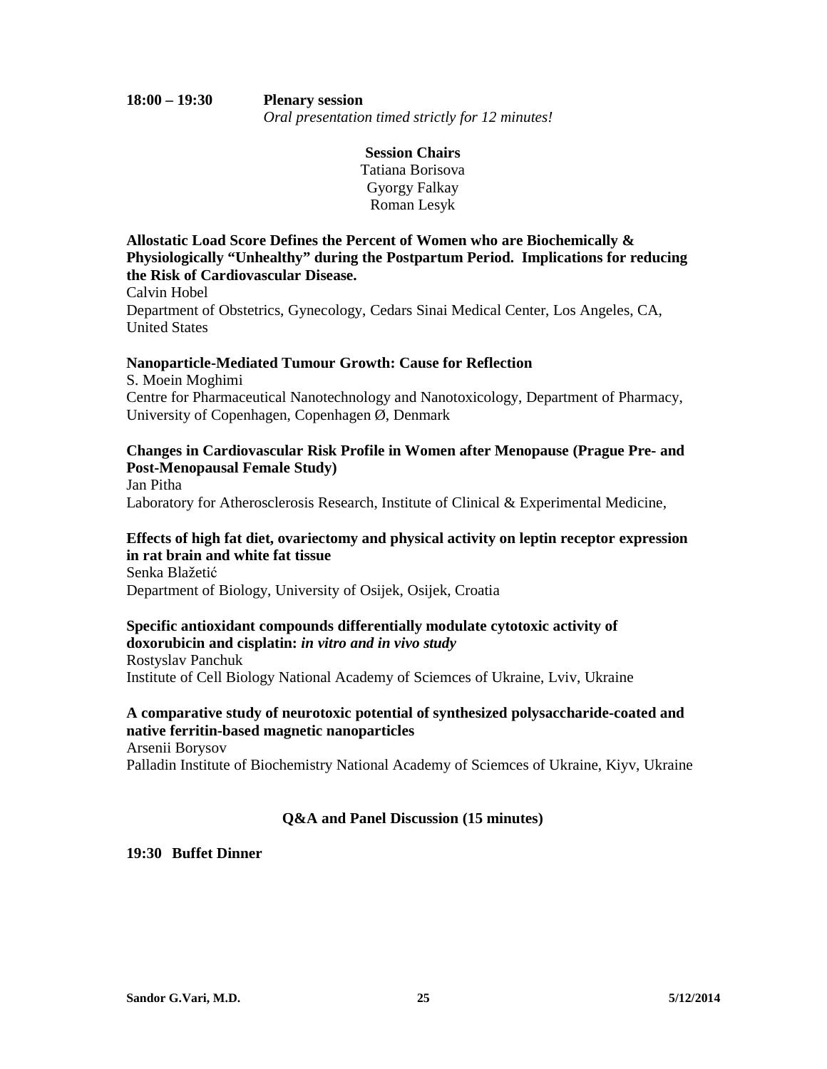**18:00 – 19:30** **Plenary session**
*Oral presentation timed strictly for 12 minutes!*

**Session Chairs**
Tatiana Borisova
Gyorgy Falkay
Roman Lesyk

**Allostatic Load Score Defines the Percent of Women who are Biochemically & Physiologically "Unhealthy" during the Postpartum Period. Implications for reducing the Risk of Cardiovascular Disease.**
Calvin Hobel
Department of Obstetrics, Gynecology, Cedars Sinai Medical Center, Los Angeles, CA, United States

**Nanoparticle-Mediated Tumour Growth: Cause for Reflection**
S. Moein Moghimi
Centre for Pharmaceutical Nanotechnology and Nanotoxicology, Department of Pharmacy, University of Copenhagen, Copenhagen Ø, Denmark

**Changes in Cardiovascular Risk Profile in Women after Menopause (Prague Pre- and Post-Menopausal Female Study)**
Jan Pitha
Laboratory for Atherosclerosis Research, Institute of Clinical & Experimental Medicine,

**Effects of high fat diet, ovariectomy and physical activity on leptin receptor expression in rat brain and white fat tissue**
Senka Blažetić
Department of Biology, University of Osijek, Osijek, Croatia

**Specific antioxidant compounds differentially modulate cytotoxic activity of doxorubicin and cisplatin: *in vitro and in vivo study***
Rostyslav Panchuk
Institute of Cell Biology National Academy of Sciemces of Ukraine, Lviv, Ukraine

**A comparative study of neurotoxic potential of synthesized polysaccharide-coated and native ferritin-based magnetic nanoparticles**
Arsenii Borysov
Palladin Institute of Biochemistry National Academy of Sciemces of Ukraine, Kiyv, Ukraine

**Q&A and Panel Discussion (15 minutes)**

**19:30 Buffet Dinner**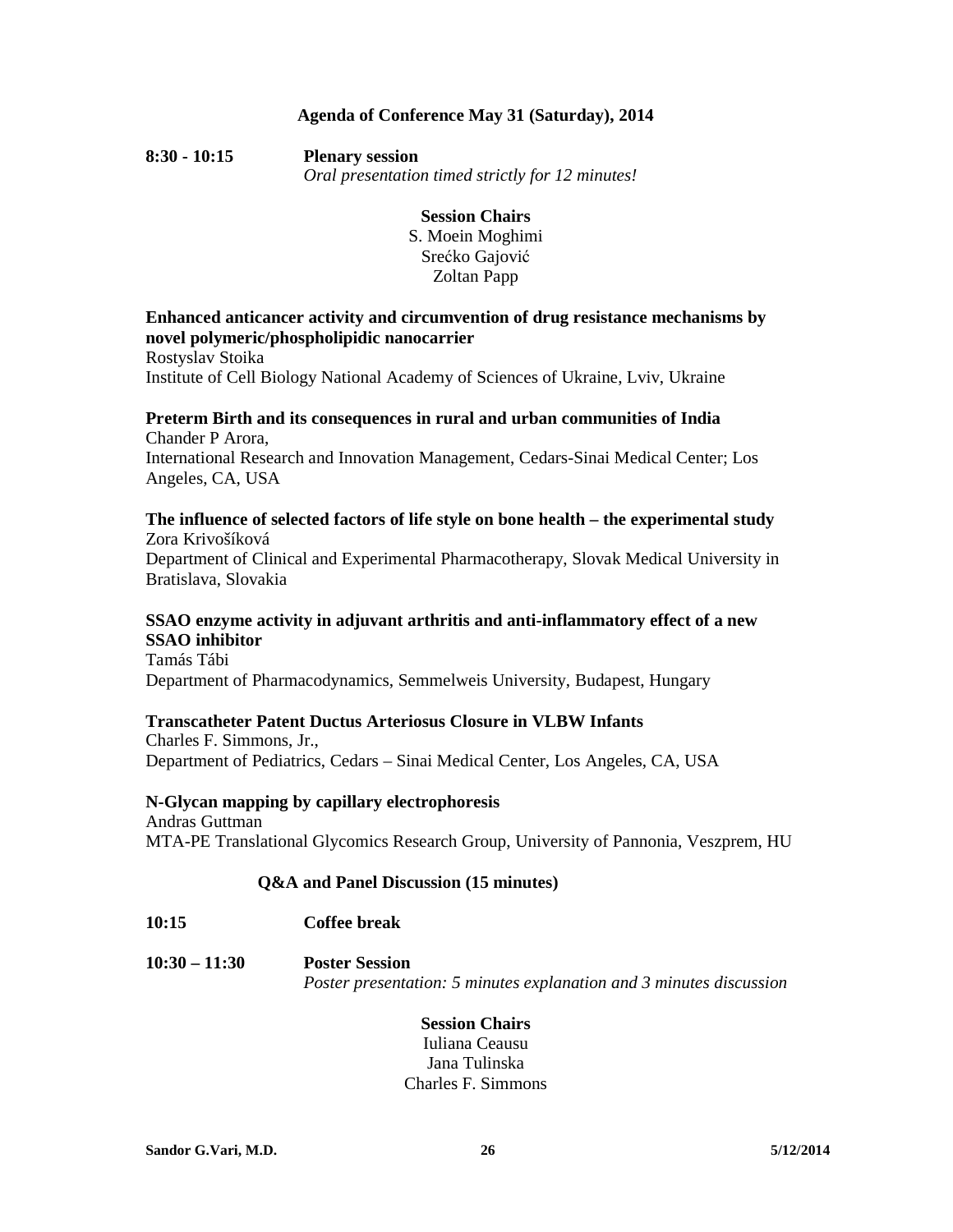### Agenda of Conference May 31 (Saturday), 2014

**8:30 - 10:15** **Plenary session**
*Oral presentation timed strictly for 12 minutes!*

**Session Chairs**
S. Moein Moghimi
Srećko Gajović
Zoltan Papp

**Enhanced anticancer activity and circumvention of drug resistance mechanisms by novel polymeric/phospholipidic nanocarrier**
Rostyslav Stoika
Institute of Cell Biology National Academy of Sciences of Ukraine, Lviv, Ukraine

**Preterm Birth and its consequences in rural and urban communities of India**
Chander P Arora,
International Research and Innovation Management, Cedars-Sinai Medical Center; Los Angeles, CA, USA

**The influence of selected factors of life style on bone health – the experimental study**
Zora Krivošíková
Department of Clinical and Experimental Pharmacotherapy, Slovak Medical University in Bratislava, Slovakia

**SSAO enzyme activity in adjuvant arthritis and anti-inflammatory effect of a new SSAO inhibitor**
Tamás Tábi
Department of Pharmacodynamics, Semmelweis University, Budapest, Hungary

**Transcatheter Patent Ductus Arteriosus Closure in VLBW Infants**
Charles F. Simmons, Jr.,
Department of Pediatrics, Cedars – Sinai Medical Center, Los Angeles, CA, USA

**N-Glycan mapping by capillary electrophoresis**
Andras Guttman
MTA-PE Translational Glycomics Research Group, University of Pannonia, Veszprem, HU

**Q&A and Panel Discussion (15 minutes)**

**10:15** **Coffee break**

**10:30 – 11:30** **Poster Session**
*Poster presentation: 5 minutes explanation and 3 minutes discussion*

**Session Chairs**
Iuliana Ceausu
Jana Tulinska
Charles F. Simmons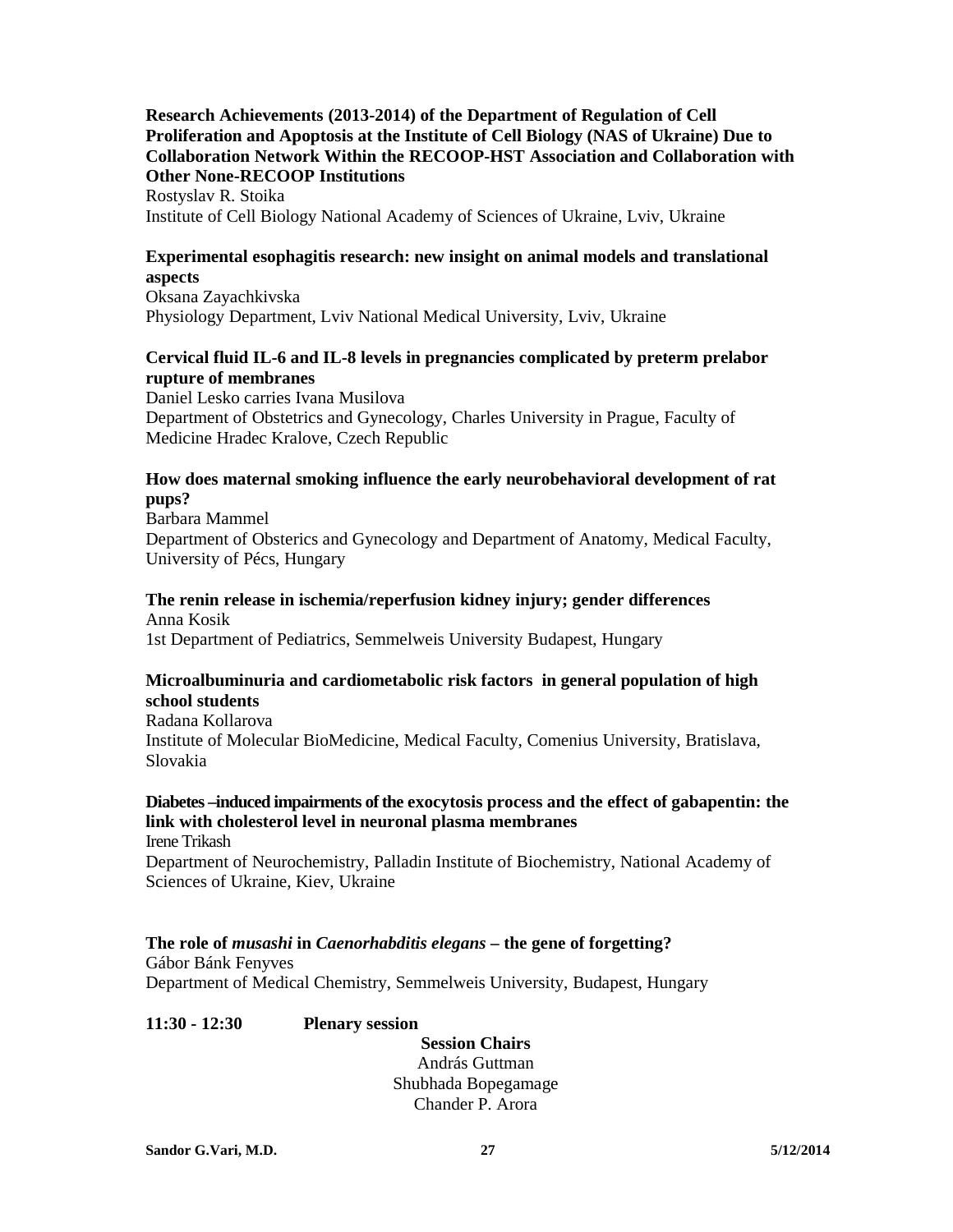**Research Achievements (2013-2014) of the Department of Regulation of Cell Proliferation and Apoptosis at the Institute of Cell Biology (NAS of Ukraine) Due to Collaboration Network Within the RECOOP-HST Association and Collaboration with Other None-RECOOP Institutions**
Rostyslav R. Stoika
Institute of Cell Biology National Academy of Sciences of Ukraine, Lviv, Ukraine

**Experimental esophagitis research: new insight on animal models and translational aspects**
Oksana Zayachkivska
Physiology Department, Lviv National Medical University, Lviv, Ukraine

**Cervical fluid IL-6 and IL-8 levels in pregnancies complicated by preterm prelabor rupture of membranes**
Daniel Lesko carries Ivana Musilova
Department of Obstetrics and Gynecology, Charles University in Prague, Faculty of Medicine Hradec Kralove, Czech Republic

**How does maternal smoking influence the early neurobehavioral development of rat pups?**
Barbara Mammel
Department of Obsterics and Gynecology and Department of Anatomy, Medical Faculty, University of Pécs, Hungary

**The renin release in ischemia/reperfusion kidney injury; gender differences**
Anna Kosik
1st Department of Pediatrics, Semmelweis University Budapest, Hungary

**Microalbuminuria and cardiometabolic risk factors in general population of high school students**
Radana Kollarova
Institute of Molecular BioMedicine, Medical Faculty, Comenius University, Bratislava, Slovakia

**Diabetes –induced impairments of the exocytosis process and the effect of gabapentin: the link with cholesterol level in neuronal plasma membranes**
Irene Trikash
Department of Neurochemistry, Palladin Institute of Biochemistry, National Academy of Sciences of Ukraine, Kiev, Ukraine

**The role of *musashi* in *Caenorhabditis elegans* – the gene of forgetting?**
Gábor Bánk Fenyves
Department of Medical Chemistry, Semmelweis University, Budapest, Hungary

**11:30 - 12:30 Plenary session**

**Session Chairs**
András Guttman
Shubhada Bopegamage
Chander P. Arora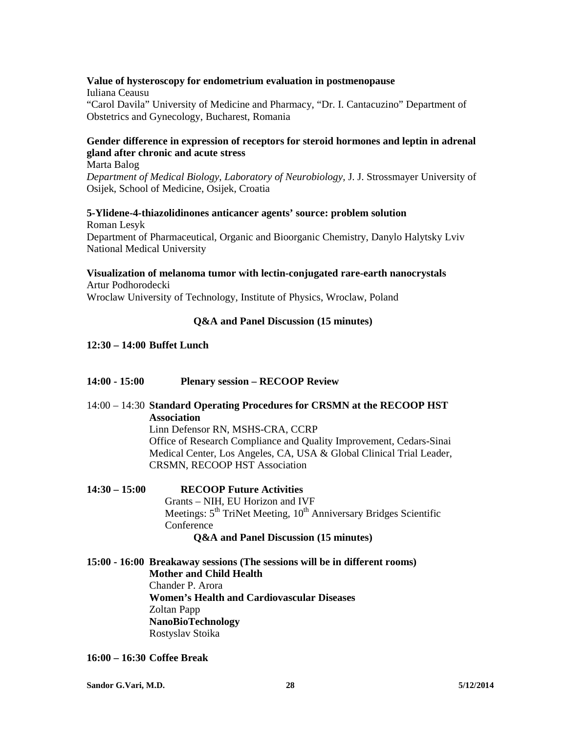**Value of hysteroscopy for endometrium evaluation in postmenopause**
Iuliana Ceausu
"Carol Davila" University of Medicine and Pharmacy, "Dr. I. Cantacuzino" Department of Obstetrics and Gynecology, Bucharest, Romania

**Gender difference in expression of receptors for steroid hormones and leptin in adrenal gland after chronic and acute stress**
Marta Balog
*Department of Medical Biology, Laboratory of Neurobiology,* J. J. Strossmayer University of Osijek, School of Medicine, Osijek, Croatia

**5-Ylidene-4-thiazolidinones anticancer agents' source: problem solution**
Roman Lesyk
Department of Pharmaceutical, Organic and Bioorganic Chemistry, Danylo Halytsky Lviv National Medical University

**Visualization of melanoma tumor with lectin-conjugated rare-earth nanocrystals**
Artur Podhorodecki
Wroclaw University of Technology, Institute of Physics, Wroclaw, Poland

**Q&A and Panel Discussion (15 minutes)**

**12:30 – 14:00 Buffet Lunch**

**14:00 - 15:00 Plenary session – RECOOP Review**

14:00 – 14:30 **Standard Operating Procedures for CRSMN at the RECOOP HST Association**
Linn Defensor RN, MSHS-CRA, CCRP
Office of Research Compliance and Quality Improvement, Cedars-Sinai Medical Center, Los Angeles, CA, USA & Global Clinical Trial Leader, CRSMN, RECOOP HST Association

**14:30 – 15:00 RECOOP Future Activities**
Grants – NIH, EU Horizon and IVF
Meetings: 5th TriNet Meeting, 10th Anniversary Bridges Scientific Conference
**Q&A and Panel Discussion (15 minutes)**

**15:00 - 16:00 Breakaway sessions (The sessions will be in different rooms)**
**Mother and Child Health**
Chander P. Arora
**Women's Health and Cardiovascular Diseases**
Zoltan Papp
**NanoBioTechnology**
Rostyslav Stoika

**16:00 – 16:30 Coffee Break**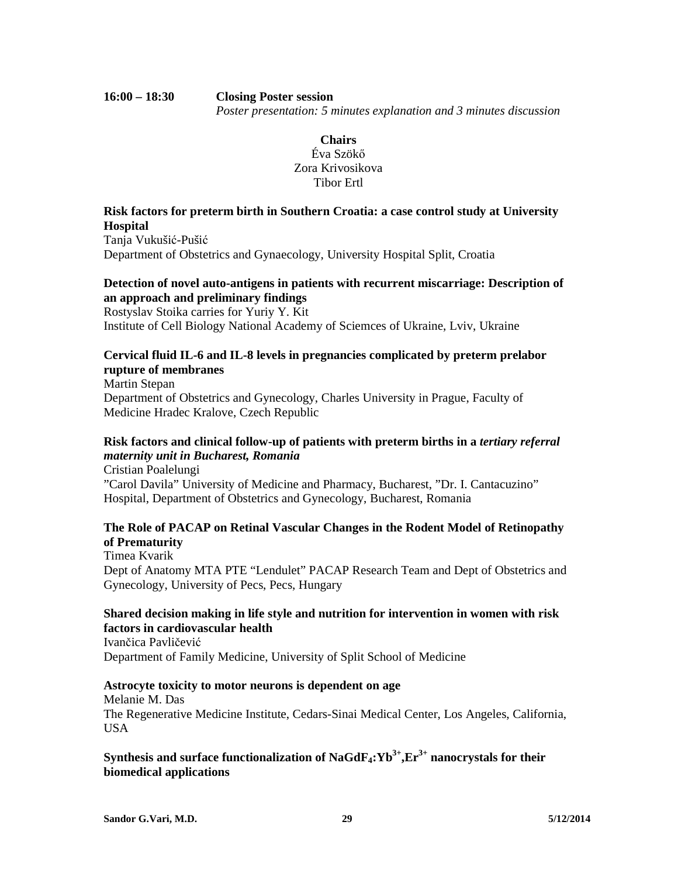**16:00 – 18:30** **Closing Poster session**

*Poster presentation: 5 minutes explanation and 3 minutes discussion*

**Chairs**

Éva Szökő

Zora Krivosikova

Tibor Ertl

**Risk factors for preterm birth in Southern Croatia: a case control study at University Hospital**

Tanja Vukušić-Pušić

Department of Obstetrics and Gynaecology, University Hospital Split, Croatia

**Detection of novel auto-antigens in patients with recurrent miscarriage: Description of an approach and preliminary findings**

Rostyslav Stoika carries for Yuriy Y. Kit

Institute of Cell Biology National Academy of Sciemces of Ukraine, Lviv, Ukraine

**Cervical fluid IL-6 and IL-8 levels in pregnancies complicated by preterm prelabor rupture of membranes**

Martin Stepan

Department of Obstetrics and Gynecology, Charles University in Prague, Faculty of Medicine Hradec Kralove, Czech Republic

**Risk factors and clinical follow-up of patients with preterm births in a *tertiary referral maternity unit in Bucharest, Romania***

Cristian Poalelungi

"Carol Davila" University of Medicine and Pharmacy, Bucharest, "Dr. I. Cantacuzino" Hospital, Department of Obstetrics and Gynecology, Bucharest, Romania

**The Role of PACAP on Retinal Vascular Changes in the Rodent Model of Retinopathy of Prematurity**

Timea Kvarik

Dept of Anatomy MTA PTE "Lendulet" PACAP Research Team and Dept of Obstetrics and Gynecology, University of Pecs, Pecs, Hungary

**Shared decision making in life style and nutrition for intervention in women with risk factors in cardiovascular health**

Ivančica Pavličević

Department of Family Medicine, University of Split School of Medicine

**Astrocyte toxicity to motor neurons is dependent on age**

Melanie M. Das

The Regenerative Medicine Institute, Cedars-Sinai Medical Center, Los Angeles, California, USA

**Synthesis and surface functionalization of $NaGdF_4:Yb^{3+},Er^{3+}$ nanocrystals for their biomedical applications**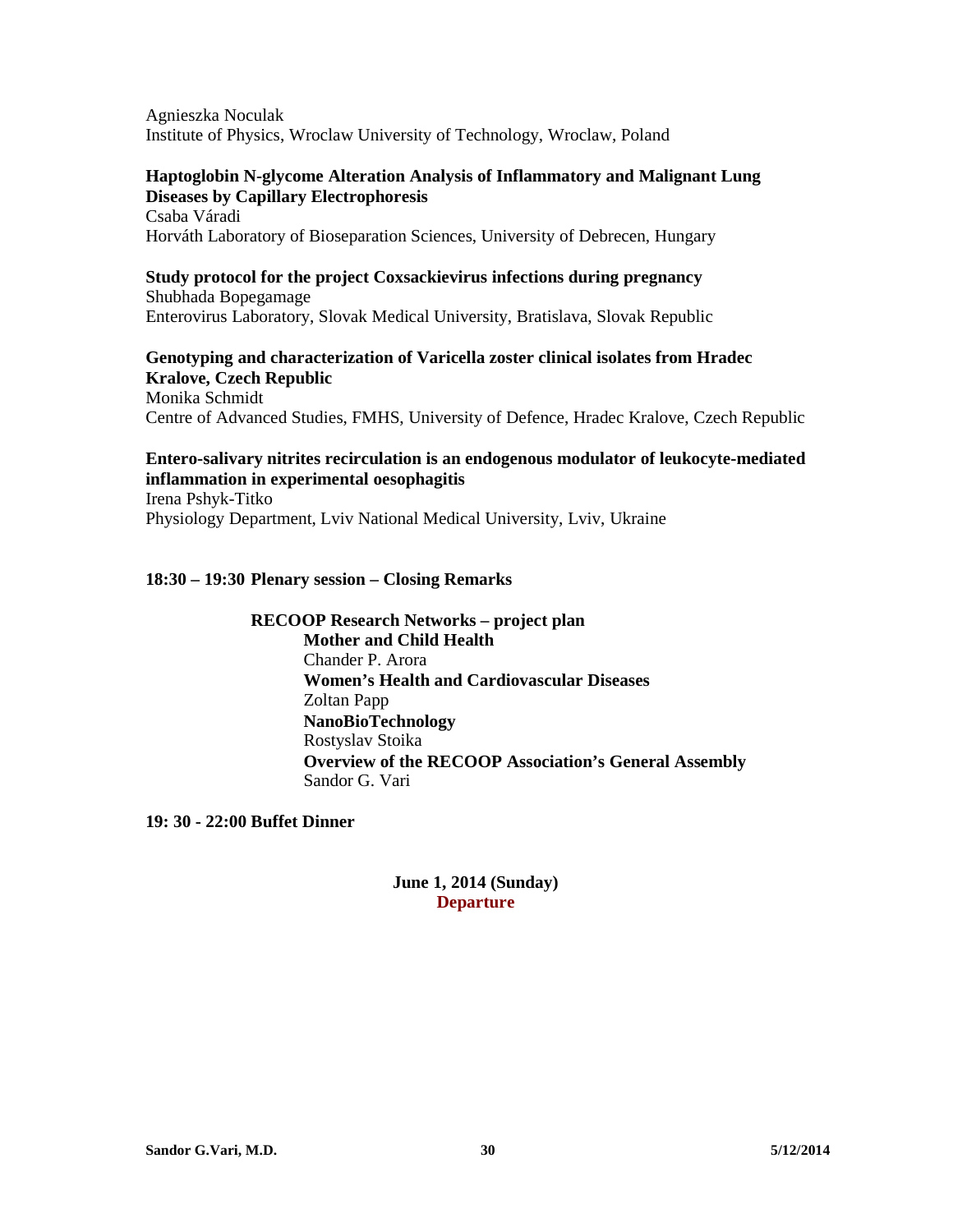Agnieszka Noculak
Institute of Physics, Wroclaw University of Technology, Wroclaw, Poland

**Haptoglobin N-glycome Alteration Analysis of Inflammatory and Malignant Lung Diseases by Capillary Electrophoresis**
Csaba Váradi
Horváth Laboratory of Bioseparation Sciences, University of Debrecen, Hungary

**Study protocol for the project Coxsackievirus infections during pregnancy**
Shubhada Bopegamage
Enterovirus Laboratory, Slovak Medical University, Bratislava, Slovak Republic

**Genotyping and characterization of Varicella zoster clinical isolates from Hradec Kralove, Czech Republic**
Monika Schmidt
Centre of Advanced Studies, FMHS, University of Defence, Hradec Kralove, Czech Republic

**Entero-salivary nitrites recirculation is an endogenous modulator of leukocyte-mediated inflammation in experimental oesophagitis**
Irena Pshyk-Titko
Physiology Department, Lviv National Medical University, Lviv, Ukraine

**18:30 – 19:30 Plenary session – Closing Remarks**

**RECOOP Research Networks – project plan**

**Mother and Child Health**
Chander P. Arora

**Women's Health and Cardiovascular Diseases**
Zoltan Papp

**NanoBioTechnology**
Rostyslav Stoika

**Overview of the RECOOP Association's General Assembly**
Sandor G. Vari

**19: 30 - 22:00 Buffet Dinner**

**June 1, 2014 (Sunday)**
**Departure**